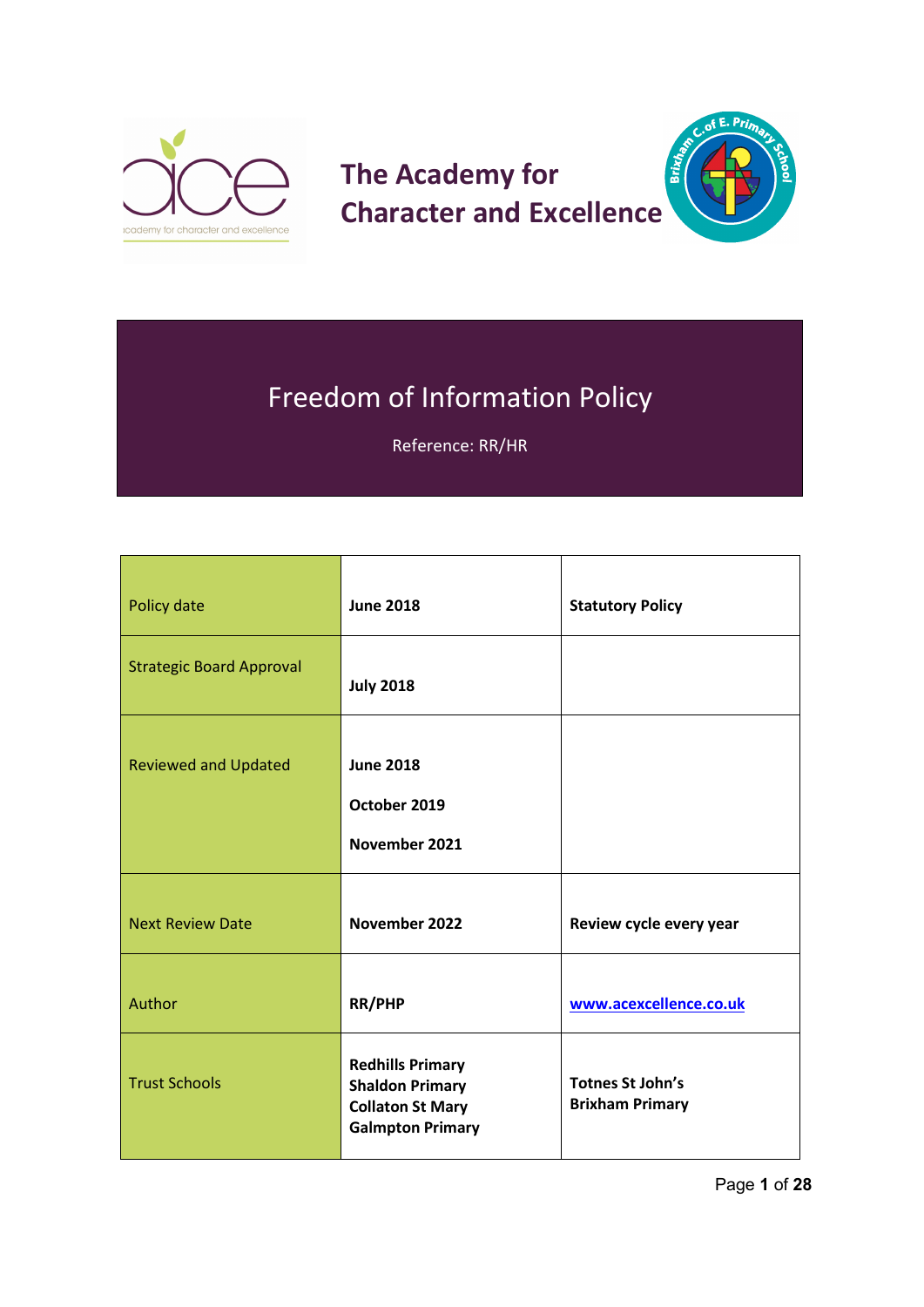# The Academy for Character and Excellence

## Freedom of Information Policy

Reference: RR/HR

| | | |
|---|---|---|
| Policy date | **June 2018** | **Statutory Policy** |
| Strategic Board Approval | **July 2018** | |
| Reviewed and Updated | **June 2018**<br>**October 2019**<br>**November 2021** | |
| Next Review Date | **November 2022** | **Review cycle every year** |
| Author | **RR/PHP** | **www.acexcellence.co.uk** |
| Trust Schools | **Redhills Primary**<br>**Shaldon Primary**<br>**Collaton St Mary**<br>**Galmpton Primary** | **Totnes St John's**<br>**Brixham Primary** |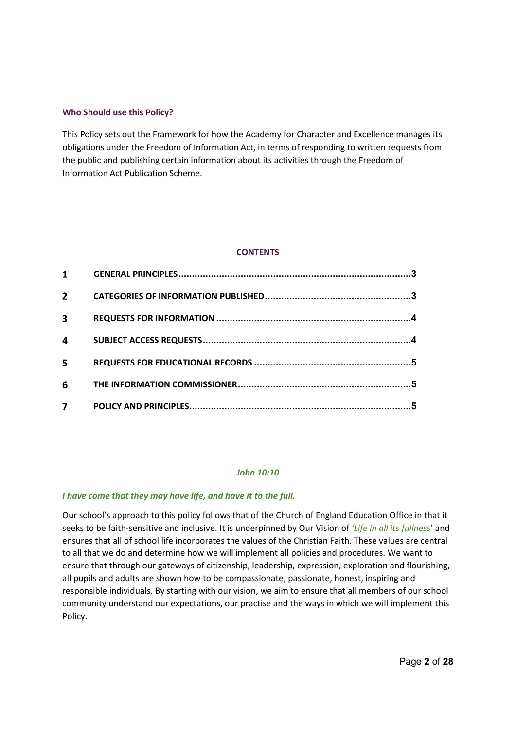### Who Should use this Policy?

This Policy sets out the Framework for how the Academy for Character and Excellence manages its obligations under the Freedom of Information Act, in terms of responding to written requests from the public and publishing certain information about its activities through the Freedom of Information Act Publication Scheme.

**CONTENTS**

| | | |
|---|---|---|
| 1 | GENERAL PRINCIPLES | 3 |
| 2 | CATEGORIES OF INFORMATION PUBLISHED | 3 |
| 3 | REQUESTS FOR INFORMATION | 4 |
| 4 | SUBJECT ACCESS REQUESTS | 4 |
| 5 | REQUESTS FOR EDUCATIONAL RECORDS | 5 |
| 6 | THE INFORMATION COMMISSIONER | 5 |
| 7 | POLICY AND PRINCIPLES | 5 |

***John 10:10***

***I have come that they may have life, and have it to the full.***

Our school's approach to this policy follows that of the Church of England Education Office in that it seeks to be faith-sensitive and inclusive. It is underpinned by Our Vision of *'Life in all its fullness'* and ensures that all of school life incorporates the values of the Christian Faith. These values are central to all that we do and determine how we will implement all policies and procedures. We want to ensure that through our gateways of citizenship, leadership, expression, exploration and flourishing, all pupils and adults are shown how to be compassionate, passionate, honest, inspiring and responsible individuals. By starting with our vision, we aim to ensure that all members of our school community understand our expectations, our practise and the ways in which we will implement this Policy.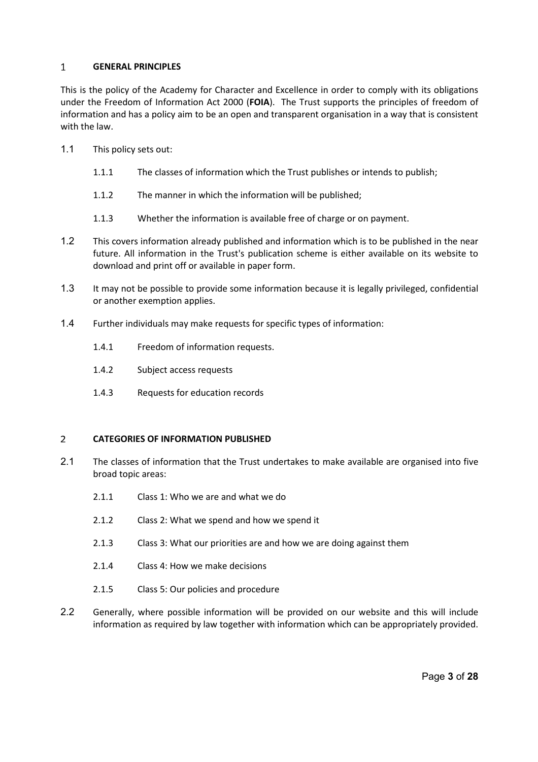## 1 GENERAL PRINCIPLES

This is the policy of the Academy for Character and Excellence in order to comply with its obligations under the Freedom of Information Act 2000 (**FOIA**). The Trust supports the principles of freedom of information and has a policy aim to be an open and transparent organisation in a way that is consistent with the law.

1.1 This policy sets out:

- 1.1.1 The classes of information which the Trust publishes or intends to publish;
- 1.1.2 The manner in which the information will be published;
- 1.1.3 Whether the information is available free of charge or on payment.

1.2 This covers information already published and information which is to be published in the near future. All information in the Trust's publication scheme is either available on its website to download and print off or available in paper form.

1.3 It may not be possible to provide some information because it is legally privileged, confidential or another exemption applies.

1.4 Further individuals may make requests for specific types of information:

- 1.4.1 Freedom of information requests.
- 1.4.2 Subject access requests
- 1.4.3 Requests for education records

## 2 CATEGORIES OF INFORMATION PUBLISHED

2.1 The classes of information that the Trust undertakes to make available are organised into five broad topic areas:

- 2.1.1 Class 1: Who we are and what we do
- 2.1.2 Class 2: What we spend and how we spend it
- 2.1.3 Class 3: What our priorities are and how we are doing against them
- 2.1.4 Class 4: How we make decisions
- 2.1.5 Class 5: Our policies and procedure

2.2 Generally, where possible information will be provided on our website and this will include information as required by law together with information which can be appropriately provided.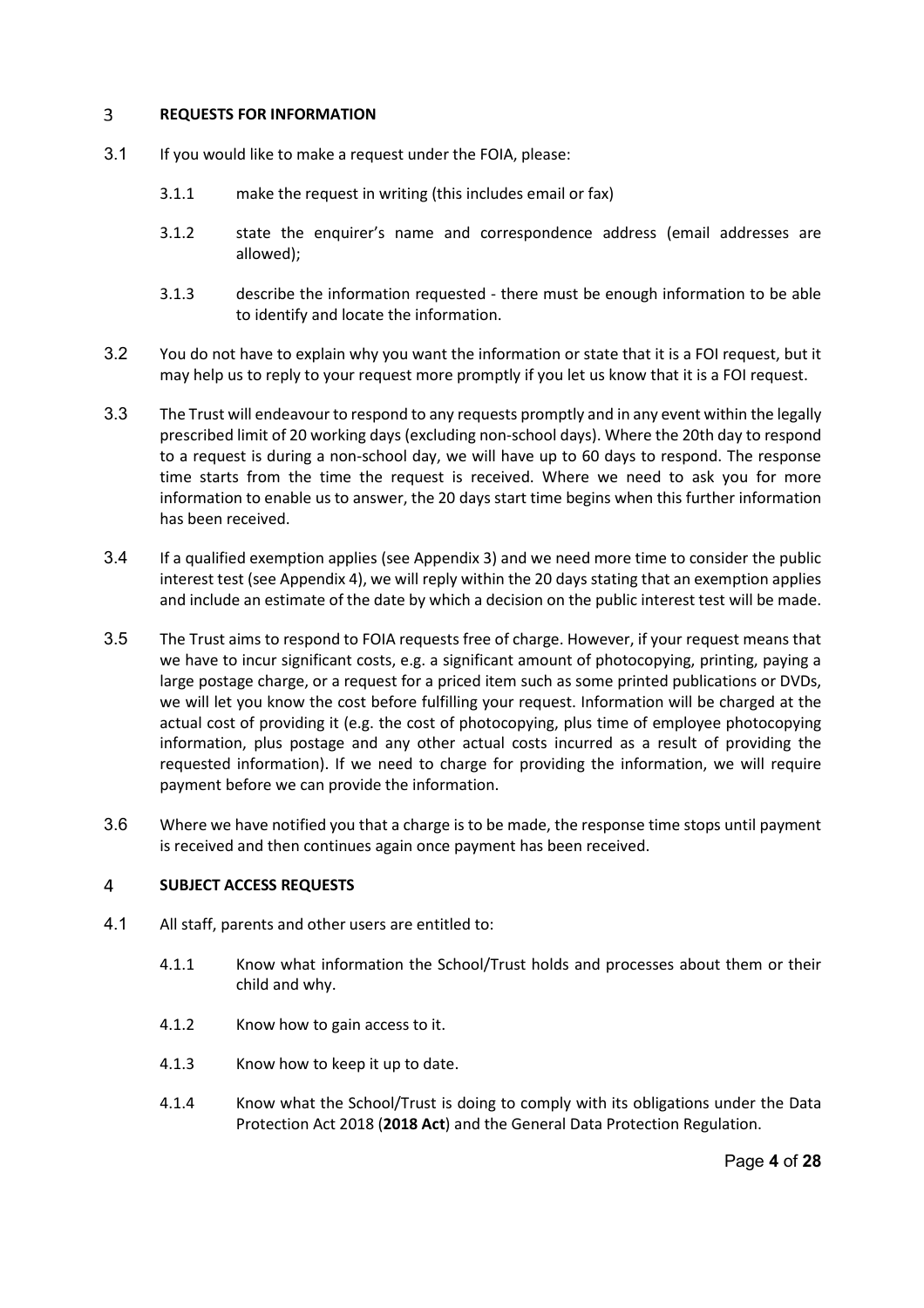## 3 REQUESTS FOR INFORMATION

3.1 If you would like to make a request under the FOIA, please:

3.1.1 make the request in writing (this includes email or fax)

3.1.2 state the enquirer's name and correspondence address (email addresses are allowed);

3.1.3 describe the information requested - there must be enough information to be able to identify and locate the information.

3.2 You do not have to explain why you want the information or state that it is a FOI request, but it may help us to reply to your request more promptly if you let us know that it is a FOI request.

3.3 The Trust will endeavour to respond to any requests promptly and in any event within the legally prescribed limit of 20 working days (excluding non-school days). Where the 20th day to respond to a request is during a non-school day, we will have up to 60 days to respond. The response time starts from the time the request is received. Where we need to ask you for more information to enable us to answer, the 20 days start time begins when this further information has been received.

3.4 If a qualified exemption applies (see Appendix 3) and we need more time to consider the public interest test (see Appendix 4), we will reply within the 20 days stating that an exemption applies and include an estimate of the date by which a decision on the public interest test will be made.

3.5 The Trust aims to respond to FOIA requests free of charge. However, if your request means that we have to incur significant costs, e.g. a significant amount of photocopying, printing, paying a large postage charge, or a request for a priced item such as some printed publications or DVDs, we will let you know the cost before fulfilling your request. Information will be charged at the actual cost of providing it (e.g. the cost of photocopying, plus time of employee photocopying information, plus postage and any other actual costs incurred as a result of providing the requested information). If we need to charge for providing the information, we will require payment before we can provide the information.

3.6 Where we have notified you that a charge is to be made, the response time stops until payment is received and then continues again once payment has been received.

## 4 SUBJECT ACCESS REQUESTS

4.1 All staff, parents and other users are entitled to:

4.1.1 Know what information the School/Trust holds and processes about them or their child and why.

4.1.2 Know how to gain access to it.

4.1.3 Know how to keep it up to date.

4.1.4 Know what the School/Trust is doing to comply with its obligations under the Data Protection Act 2018 (**2018 Act**) and the General Data Protection Regulation.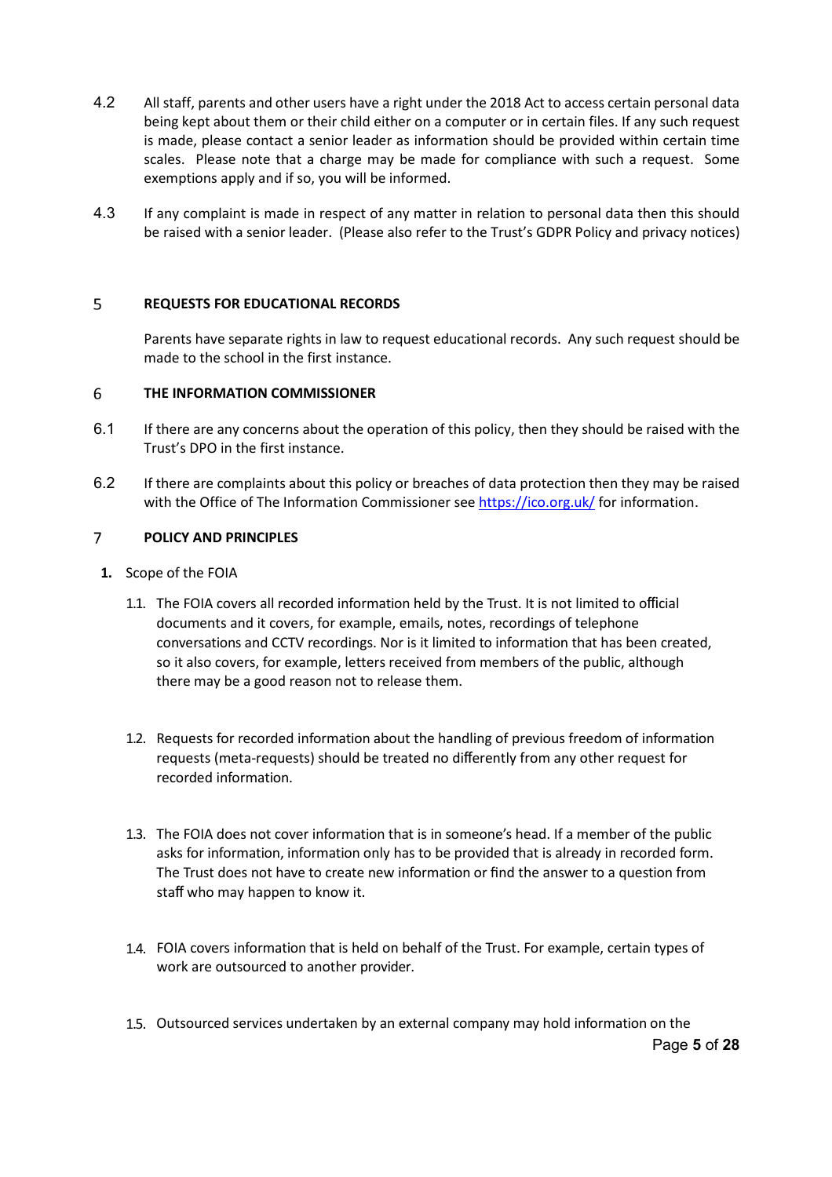4.2 All staff, parents and other users have a right under the 2018 Act to access certain personal data being kept about them or their child either on a computer or in certain files. If any such request is made, please contact a senior leader as information should be provided within certain time scales. Please note that a charge may be made for compliance with such a request. Some exemptions apply and if so, you will be informed.

4.3 If any complaint is made in respect of any matter in relation to personal data then this should be raised with a senior leader. (Please also refer to the Trust's GDPR Policy and privacy notices)

## 5 REQUESTS FOR EDUCATIONAL RECORDS

Parents have separate rights in law to request educational records. Any such request should be made to the school in the first instance.

## 6 THE INFORMATION COMMISSIONER

6.1 If there are any concerns about the operation of this policy, then they should be raised with the Trust's DPO in the first instance.

6.2 If there are complaints about this policy or breaches of data protection then they may be raised with the Office of The Information Commissioner see [https://ico.org.uk/](https://ico.org.uk/) for information.

## 7 POLICY AND PRINCIPLES

**1.** Scope of the FOIA

1.1. The FOIA covers all recorded information held by the Trust. It is not limited to official documents and it covers, for example, emails, notes, recordings of telephone conversations and CCTV recordings. Nor is it limited to information that has been created, so it also covers, for example, letters received from members of the public, although there may be a good reason not to release them.

1.2. Requests for recorded information about the handling of previous freedom of information requests (meta-requests) should be treated no differently from any other request for recorded information.

1.3. The FOIA does not cover information that is in someone's head. If a member of the public asks for information, information only has to be provided that is already in recorded form. The Trust does not have to create new information or find the answer to a question from staff who may happen to know it.

1.4. FOIA covers information that is held on behalf of the Trust. For example, certain types of work are outsourced to another provider.

1.5. Outsourced services undertaken by an external company may hold information on the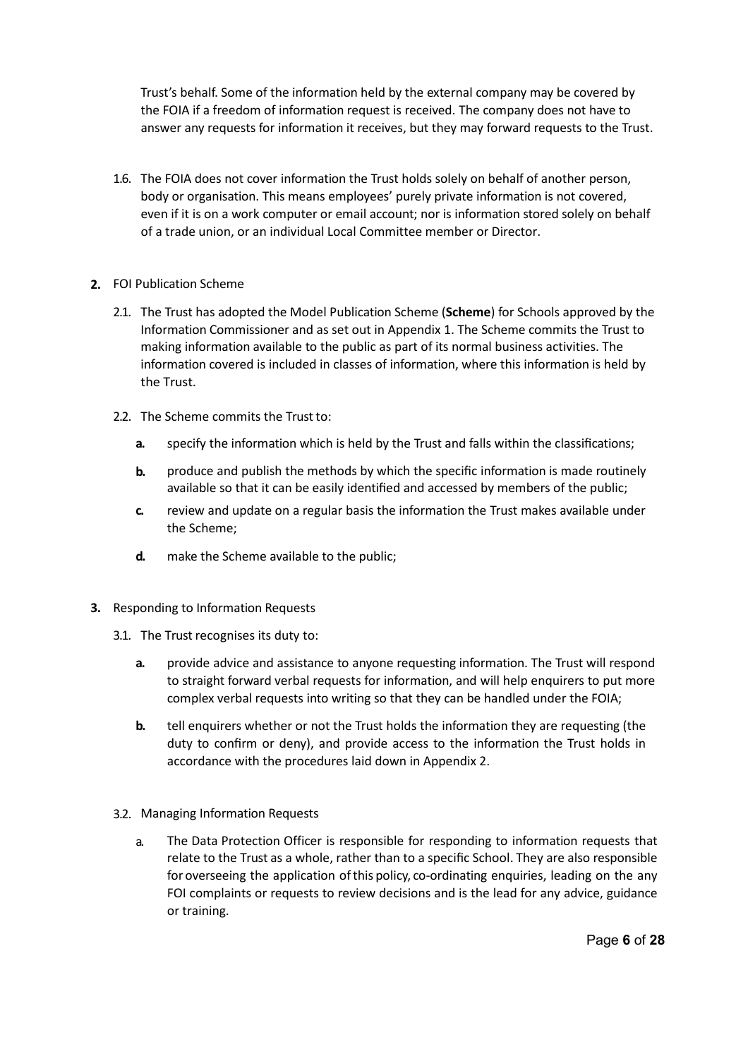Trust's behalf. Some of the information held by the external company may be covered by the FOIA if a freedom of information request is received. The company does not have to answer any requests for information it receives, but they may forward requests to the Trust.

1.6. The FOIA does not cover information the Trust holds solely on behalf of another person, body or organisation. This means employees' purely private information is not covered, even if it is on a work computer or email account; nor is information stored solely on behalf of a trade union, or an individual Local Committee member or Director.

## 2. FOI Publication Scheme

2.1. The Trust has adopted the Model Publication Scheme (**Scheme**) for Schools approved by the Information Commissioner and as set out in Appendix 1. The Scheme commits the Trust to making information available to the public as part of its normal business activities. The information covered is included in classes of information, where this information is held by the Trust.

2.2. The Scheme commits the Trust to:

- **a.** specify the information which is held by the Trust and falls within the classifications;
- **b.** produce and publish the methods by which the specific information is made routinely available so that it can be easily identified and accessed by members of the public;
- **c.** review and update on a regular basis the information the Trust makes available under the Scheme;
- **d.** make the Scheme available to the public;

## 3. Responding to Information Requests

3.1. The Trust recognises its duty to:

- **a.** provide advice and assistance to anyone requesting information. The Trust will respond to straight forward verbal requests for information, and will help enquirers to put more complex verbal requests into writing so that they can be handled under the FOIA;
- **b.** tell enquirers whether or not the Trust holds the information they are requesting (the duty to confirm or deny), and provide access to the information the Trust holds in accordance with the procedures laid down in Appendix 2.

3.2. Managing Information Requests

- a. The Data Protection Officer is responsible for responding to information requests that relate to the Trust as a whole, rather than to a specific School. They are also responsible for overseeing the application of this policy, co-ordinating enquiries, leading on the any FOI complaints or requests to review decisions and is the lead for any advice, guidance or training.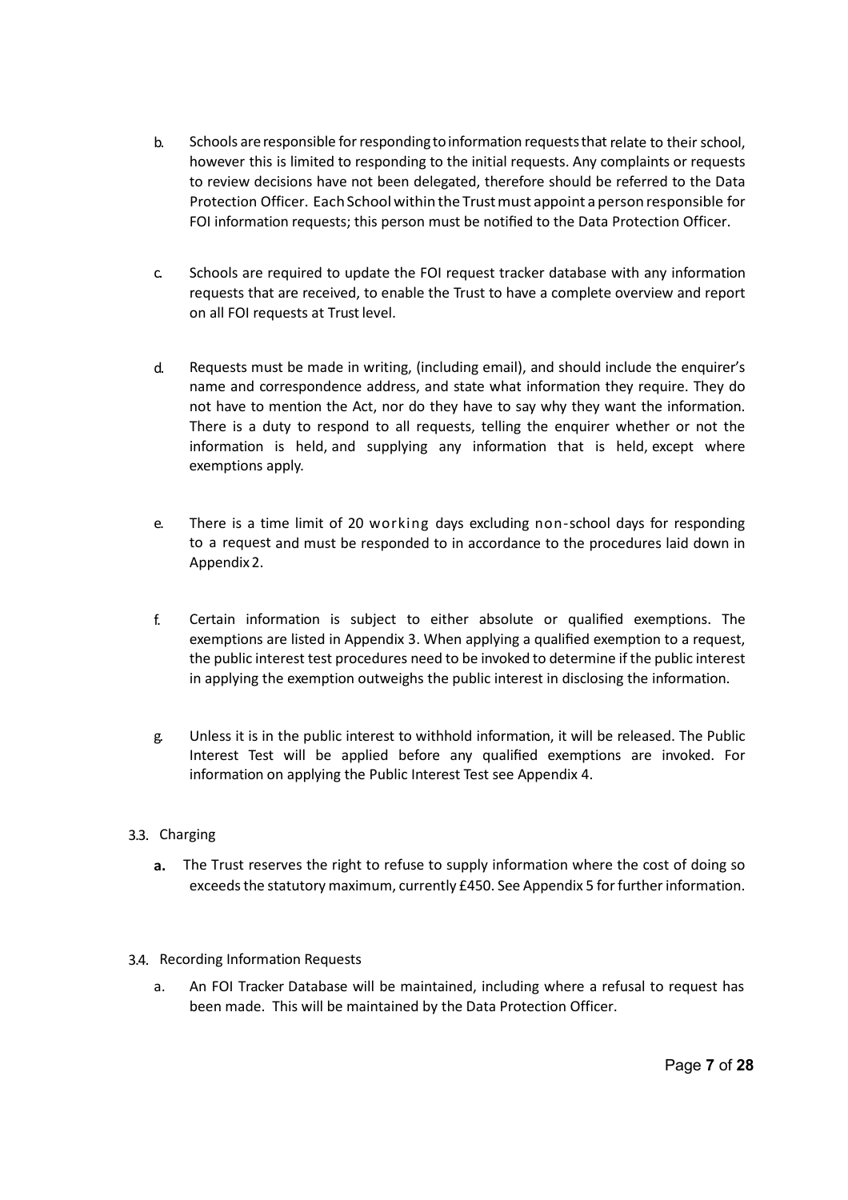b. Schools are responsible for responding to information requests that relate to their school, however this is limited to responding to the initial requests. Any complaints or requests to review decisions have not been delegated, therefore should be referred to the Data Protection Officer. Each School within the Trust must appoint a person responsible for FOI information requests; this person must be notified to the Data Protection Officer.

c. Schools are required to update the FOI request tracker database with any information requests that are received, to enable the Trust to have a complete overview and report on all FOI requests at Trust level.

d. Requests must be made in writing, (including email), and should include the enquirer's name and correspondence address, and state what information they require. They do not have to mention the Act, nor do they have to say why they want the information. There is a duty to respond to all requests, telling the enquirer whether or not the information is held, and supplying any information that is held, except where exemptions apply.

e. There is a time limit of 20 working days excluding non-school days for responding to a request and must be responded to in accordance to the procedures laid down in Appendix 2.

f. Certain information is subject to either absolute or qualified exemptions. The exemptions are listed in Appendix 3. When applying a qualified exemption to a request, the public interest test procedures need to be invoked to determine if the public interest in applying the exemption outweighs the public interest in disclosing the information.

g. Unless it is in the public interest to withhold information, it will be released. The Public Interest Test will be applied before any qualified exemptions are invoked. For information on applying the Public Interest Test see Appendix 4.

3.3. Charging

**a.** The Trust reserves the right to refuse to supply information where the cost of doing so exceeds the statutory maximum, currently £450. See Appendix 5 for further information.

3.4. Recording Information Requests

a. An FOI Tracker Database will be maintained, including where a refusal to request has been made. This will be maintained by the Data Protection Officer.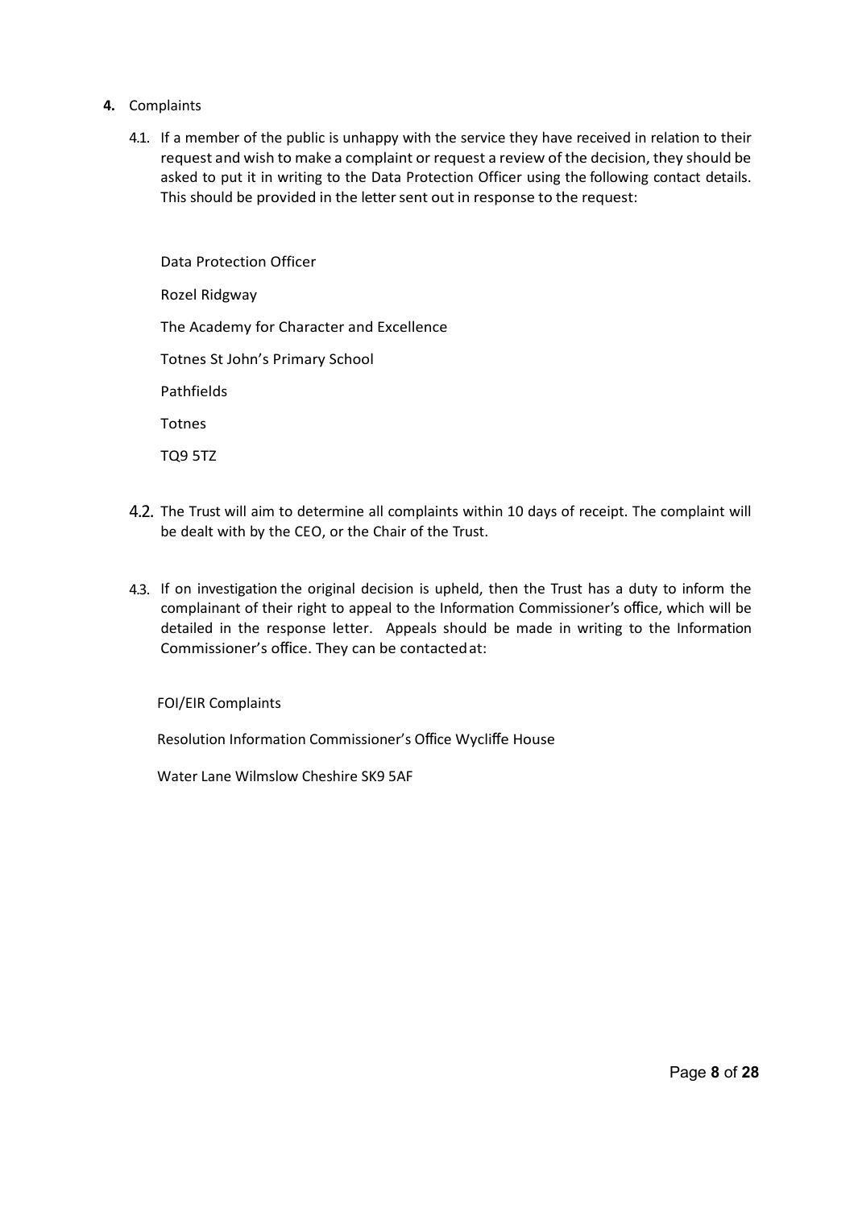## 4. Complaints

4.1. If a member of the public is unhappy with the service they have received in relation to their request and wish to make a complaint or request a review of the decision, they should be asked to put it in writing to the Data Protection Officer using the following contact details. This should be provided in the letter sent out in response to the request:

Data Protection Officer

Rozel Ridgway

The Academy for Character and Excellence

Totnes St John's Primary School

Pathfields

Totnes

TQ9 5TZ

4.2. The Trust will aim to determine all complaints within 10 days of receipt. The complaint will be dealt with by the CEO, or the Chair of the Trust.

4.3. If on investigation the original decision is upheld, then the Trust has a duty to inform the complainant of their right to appeal to the Information Commissioner's office, which will be detailed in the response letter. Appeals should be made in writing to the Information Commissioner's office. They can be contacted at:

FOI/EIR Complaints

Resolution Information Commissioner's Office Wycliffe House

Water Lane Wilmslow Cheshire SK9 5AF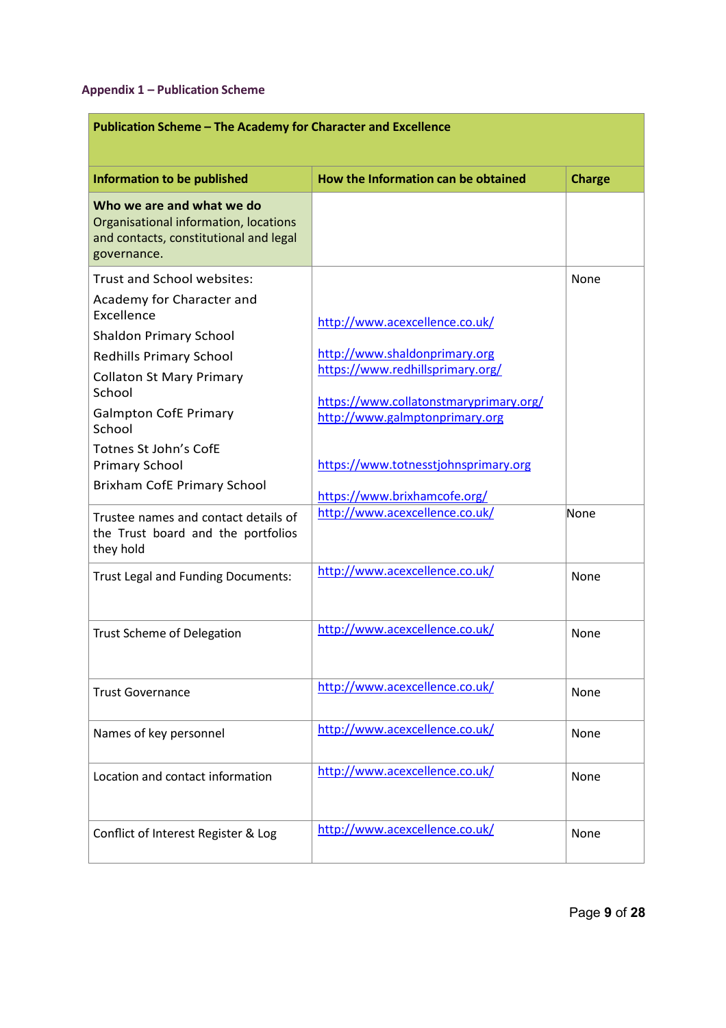### Appendix 1 – Publication Scheme

| **Publication Scheme – The Academy for Character and Excellence** | | |
|---|---|---|
| **Information to be published** | **How the Information can be obtained** | **Charge** |
| **Who we are and what we do** Organisational information, locations and contacts, constitutional and legal governance. | | |
| Trust and School websites: | | None |
| Academy for Character and Excellence | http://www.acexcellence.co.uk/ | |
| Shaldon Primary School | http://www.shaldonprimary.org | |
| Redhills Primary School | https://www.redhillsprimary.org/ | |
| Collaton St Mary Primary School | https://www.collatonstmaryprimary.org/ | |
| Galmpton CofE Primary School | http://www.galmptonprimary.org | |
| Totnes St John's CofE Primary School | https://www.totnesstjohnsprimary.org | |
| Brixham CofE Primary School | https://www.brixhamcofe.org/ | |
| Trustee names and contact details of the Trust board and the portfolios they hold | http://www.acexcellence.co.uk/ | None |
| Trust Legal and Funding Documents: | http://www.acexcellence.co.uk/ | None |
| Trust Scheme of Delegation | http://www.acexcellence.co.uk/ | None |
| Trust Governance | http://www.acexcellence.co.uk/ | None |
| Names of key personnel | http://www.acexcellence.co.uk/ | None |
| Location and contact information | http://www.acexcellence.co.uk/ | None |
| Conflict of Interest Register & Log | http://www.acexcellence.co.uk/ | None |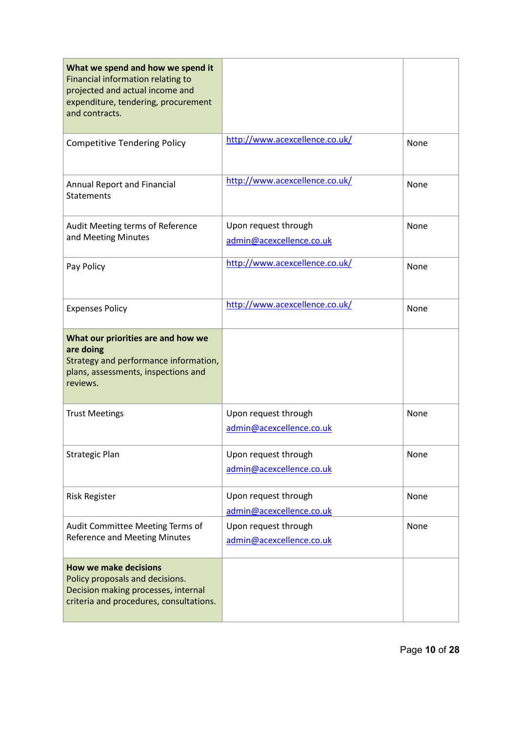| **What we spend and how we spend it** Financial information relating to projected and actual income and expenditure, tendering, procurement and contracts. | | |
|---|---|---|
| Competitive Tendering Policy | http://www.acexcellence.co.uk/ | None |
| Annual Report and Financial Statements | http://www.acexcellence.co.uk/ | None |
| Audit Meeting terms of Reference and Meeting Minutes | Upon request through admin@acexcellence.co.uk | None |
| Pay Policy | http://www.acexcellence.co.uk/ | None |
| Expenses Policy | http://www.acexcellence.co.uk/ | None |
| **What our priorities are and how we are doing** Strategy and performance information, plans, assessments, inspections and reviews. | | |
| Trust Meetings | Upon request through admin@acexcellence.co.uk | None |
| Strategic Plan | Upon request through admin@acexcellence.co.uk | None |
| Risk Register | Upon request through admin@acexcellence.co.uk | None |
| Audit Committee Meeting Terms of Reference and Meeting Minutes | Upon request through admin@acexcellence.co.uk | None |
| **How we make decisions** Policy proposals and decisions. Decision making processes, internal criteria and procedures, consultations. | | |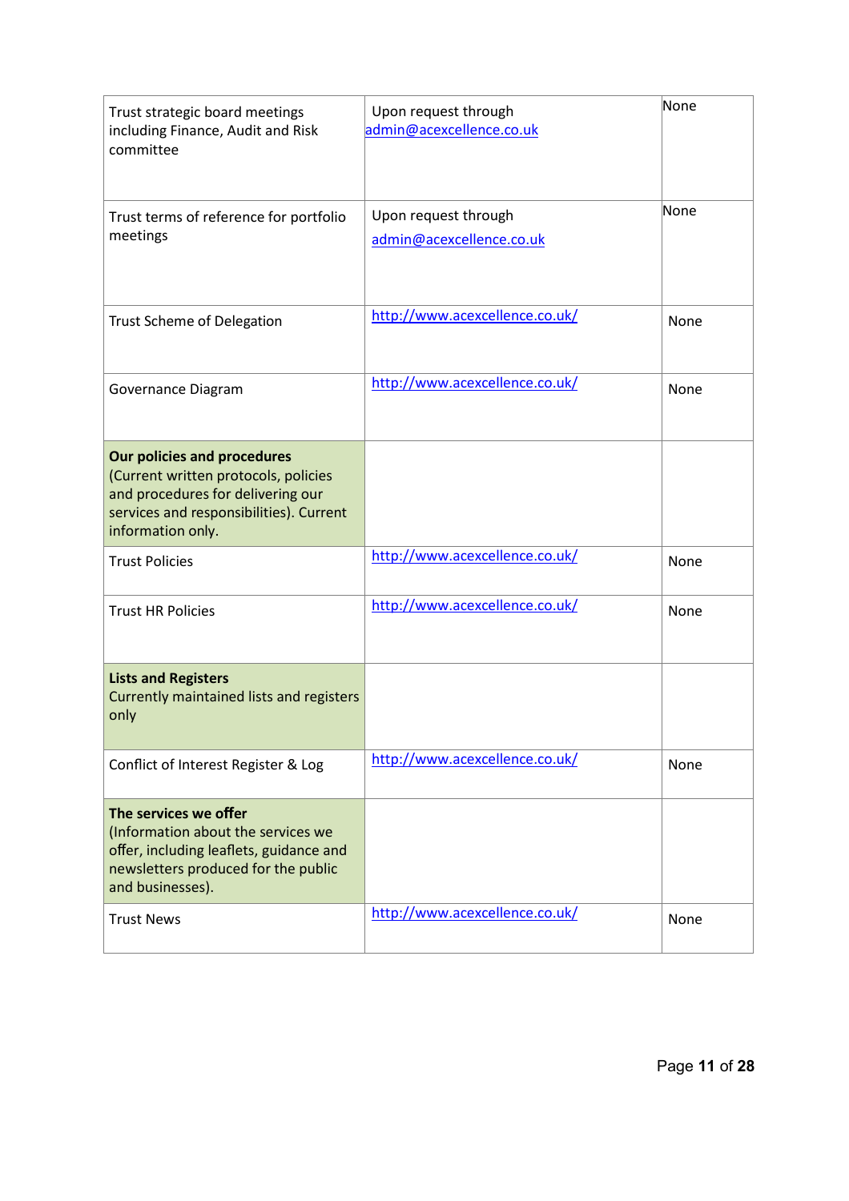| | | |
|---|---|---|
| Trust strategic board meetings including Finance, Audit and Risk committee | Upon request through admin@acexcellence.co.uk | None |
| Trust terms of reference for portfolio meetings | Upon request through admin@acexcellence.co.uk | None |
| Trust Scheme of Delegation | http://www.acexcellence.co.uk/ | None |
| Governance Diagram | http://www.acexcellence.co.uk/ | None |
| **Our policies and procedures** (Current written protocols, policies and procedures for delivering our services and responsibilities). Current information only. | | |
| Trust Policies | http://www.acexcellence.co.uk/ | None |
| Trust HR Policies | http://www.acexcellence.co.uk/ | None |
| **Lists and Registers** Currently maintained lists and registers only | | |
| Conflict of Interest Register & Log | http://www.acexcellence.co.uk/ | None |
| **The services we offer** (Information about the services we offer, including leaflets, guidance and newsletters produced for the public and businesses). | | |
| Trust News | http://www.acexcellence.co.uk/ | None |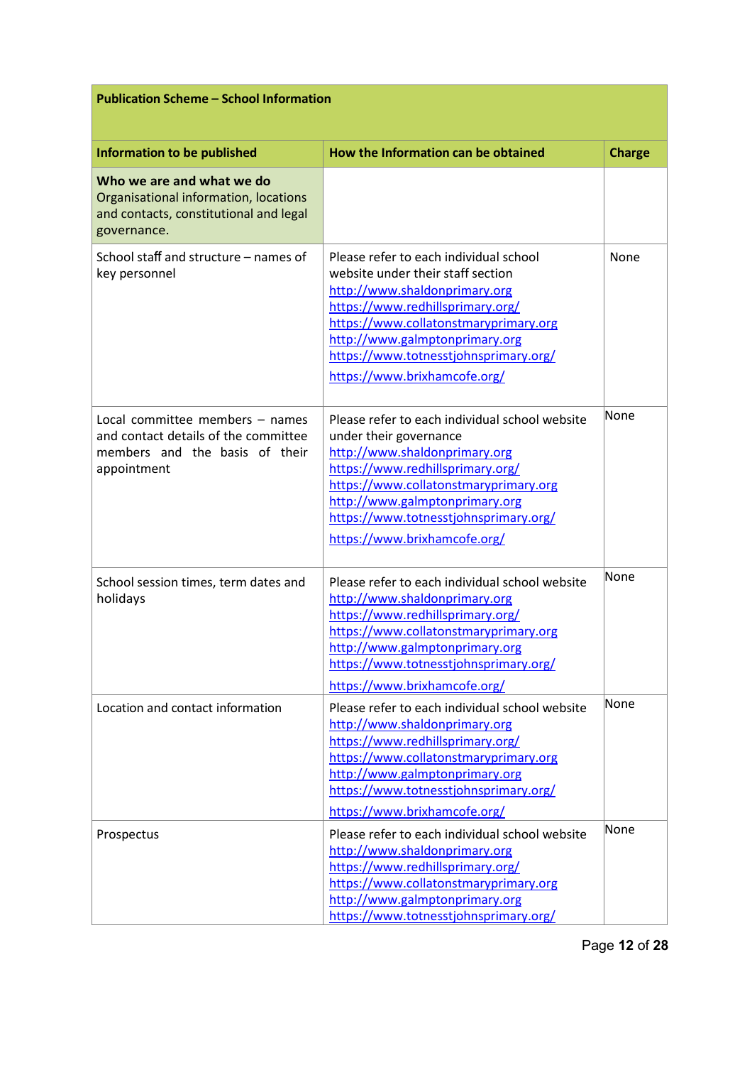| Publication Scheme – School Information | | |
|---|---|---|
| **Information to be published** | **How the Information can be obtained** | **Charge** |
| **Who we are and what we do** Organisational information, locations and contacts, constitutional and legal governance. | | |
| School staff and structure – names of key personnel | Please refer to each individual school website under their staff section http://www.shaldonprimary.org https://www.redhillsprimary.org/ https://www.collatonstmaryprimary.org http://www.galmptonprimary.org https://www.totnesstjohnsprimary.org/ https://www.brixhamcofe.org/ | None |
| Local committee members – names and contact details of the committee members and the basis of their appointment | Please refer to each individual school website under their governance http://www.shaldonprimary.org https://www.redhillsprimary.org/ https://www.collatonstmaryprimary.org http://www.galmptonprimary.org https://www.totnesstjohnsprimary.org/ https://www.brixhamcofe.org/ | None |
| School session times, term dates and holidays | Please refer to each individual school website http://www.shaldonprimary.org https://www.redhillsprimary.org/ https://www.collatonstmaryprimary.org http://www.galmptonprimary.org https://www.totnesstjohnsprimary.org/ https://www.brixhamcofe.org/ | None |
| Location and contact information | Please refer to each individual school website http://www.shaldonprimary.org https://www.redhillsprimary.org/ https://www.collatonstmaryprimary.org http://www.galmptonprimary.org https://www.totnesstjohnsprimary.org/ https://www.brixhamcofe.org/ | None |
| Prospectus | Please refer to each individual school website http://www.shaldonprimary.org https://www.redhillsprimary.org/ https://www.collatonstmaryprimary.org http://www.galmptonprimary.org https://www.totnesstjohnsprimary.org/ | None |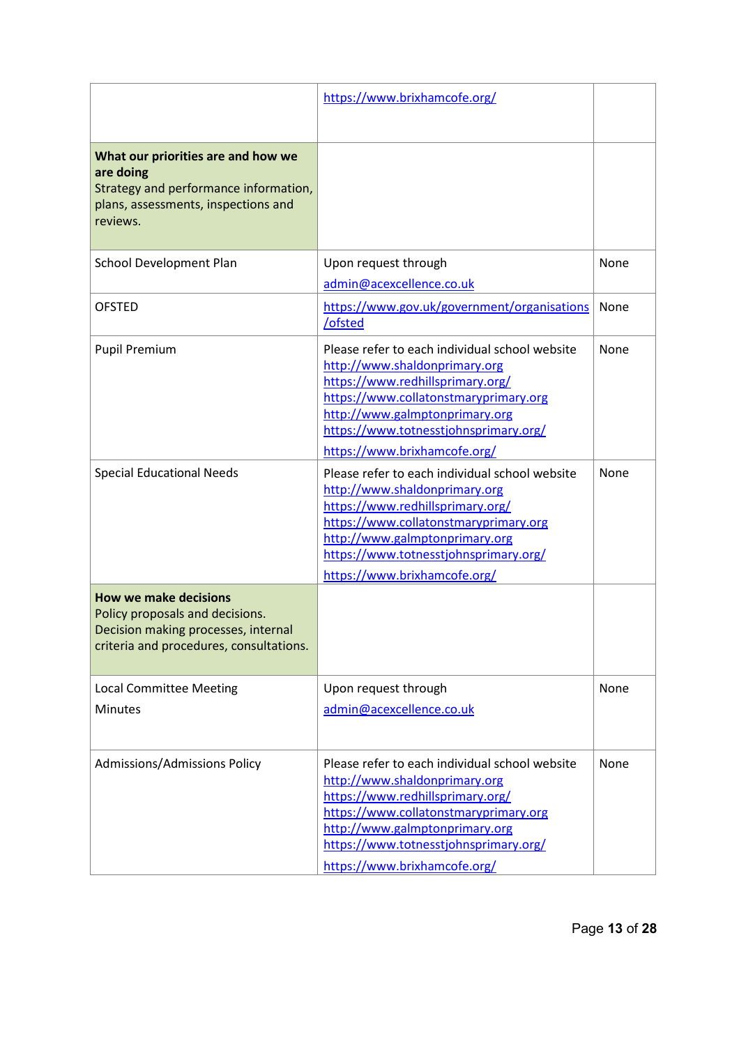| | | |
|---|---|---|
| | https://www.brixhamcofe.org/ | |
| **What our priorities are and how we are doing** Strategy and performance information, plans, assessments, inspections and reviews. | | |
| School Development Plan | Upon request through admin@acexcellence.co.uk | None |
| OFSTED | https://www.gov.uk/government/organisations/ofsted | None |
| Pupil Premium | Please refer to each individual school website http://www.shaldonprimary.org https://www.redhillsprimary.org/ https://www.collatonstmaryprimary.org http://www.galmptonprimary.org https://www.totnesstjohnsprimary.org/ https://www.brixhamcofe.org/ | None |
| Special Educational Needs | Please refer to each individual school website http://www.shaldonprimary.org https://www.redhillsprimary.org/ https://www.collatonstmaryprimary.org http://www.galmptonprimary.org https://www.totnesstjohnsprimary.org/ https://www.brixhamcofe.org/ | None |
| **How we make decisions** Policy proposals and decisions. Decision making processes, internal criteria and procedures, consultations. | | |
| Local Committee Meeting Minutes | Upon request through admin@acexcellence.co.uk | None |
| Admissions/Admissions Policy | Please refer to each individual school website http://www.shaldonprimary.org https://www.redhillsprimary.org/ https://www.collatonstmaryprimary.org http://www.galmptonprimary.org https://www.totnesstjohnsprimary.org/ https://www.brixhamcofe.org/ | None |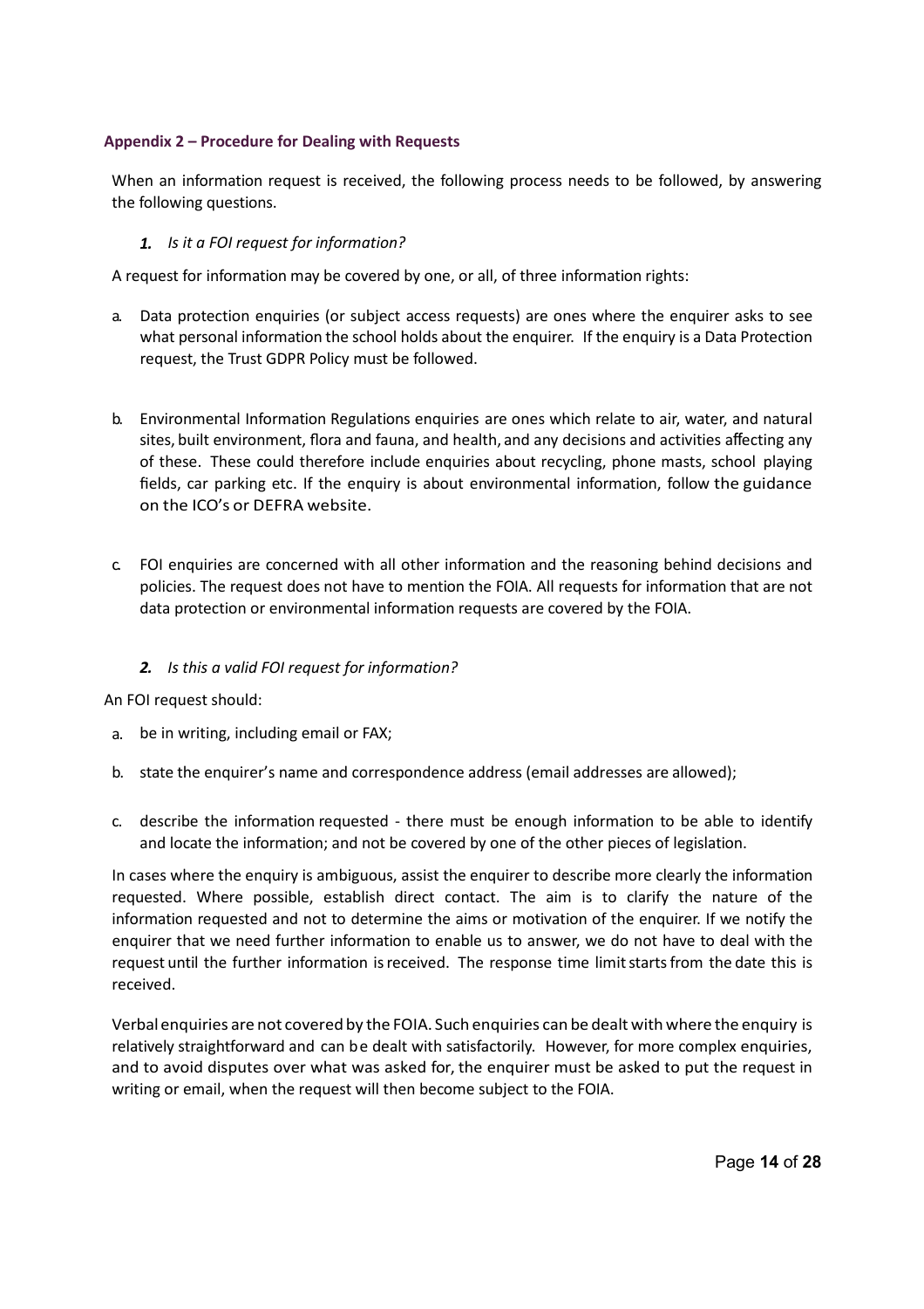### Appendix 2 – Procedure for Dealing with Requests

When an information request is received, the following process needs to be followed, by answering the following questions.

1. *Is it a FOI request for information?*

A request for information may be covered by one, or all, of three information rights:

a. Data protection enquiries (or subject access requests) are ones where the enquirer asks to see what personal information the school holds about the enquirer. If the enquiry is a Data Protection request, the Trust GDPR Policy must be followed.

b. Environmental Information Regulations enquiries are ones which relate to air, water, and natural sites, built environment, flora and fauna, and health, and any decisions and activities affecting any of these. These could therefore include enquiries about recycling, phone masts, school playing fields, car parking etc. If the enquiry is about environmental information, follow the guidance on the ICO's or DEFRA website.

c. FOI enquiries are concerned with all other information and the reasoning behind decisions and policies. The request does not have to mention the FOIA. All requests for information that are not data protection or environmental information requests are covered by the FOIA.

2. *Is this a valid FOI request for information?*

An FOI request should:

a. be in writing, including email or FAX;

b. state the enquirer's name and correspondence address (email addresses are allowed);

c. describe the information requested - there must be enough information to be able to identify and locate the information; and not be covered by one of the other pieces of legislation.

In cases where the enquiry is ambiguous, assist the enquirer to describe more clearly the information requested. Where possible, establish direct contact. The aim is to clarify the nature of the information requested and not to determine the aims or motivation of the enquirer. If we notify the enquirer that we need further information to enable us to answer, we do not have to deal with the request until the further information is received. The response time limit starts from the date this is received.

Verbal enquiries are not covered by the FOIA. Such enquiries can be dealt with where the enquiry is relatively straightforward and can be dealt with satisfactorily. However, for more complex enquiries, and to avoid disputes over what was asked for, the enquirer must be asked to put the request in writing or email, when the request will then become subject to the FOIA.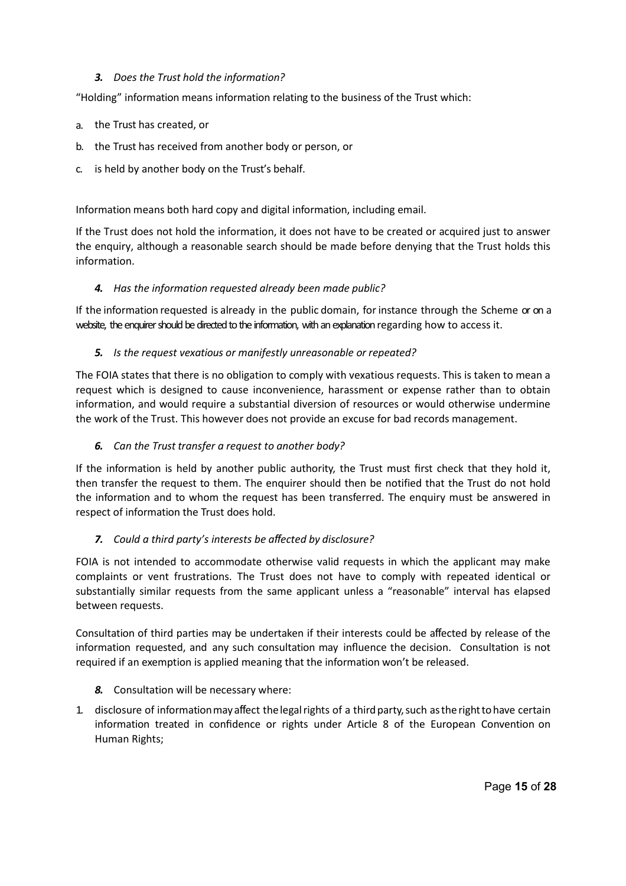*3. Does the Trust hold the information?*

"Holding" information means information relating to the business of the Trust which:

a. the Trust has created, or
b. the Trust has received from another body or person, or
c. is held by another body on the Trust's behalf.

Information means both hard copy and digital information, including email.

If the Trust does not hold the information, it does not have to be created or acquired just to answer the enquiry, although a reasonable search should be made before denying that the Trust holds this information.

*4. Has the information requested already been made public?*

If the information requested is already in the public domain, for instance through the Scheme or on a website, the enquirer should be directed to the information, with an explanation regarding how to access it.

*5. Is the request vexatious or manifestly unreasonable or repeated?*

The FOIA states that there is no obligation to comply with vexatious requests. This is taken to mean a request which is designed to cause inconvenience, harassment or expense rather than to obtain information, and would require a substantial diversion of resources or would otherwise undermine the work of the Trust. This however does not provide an excuse for bad records management.

*6. Can the Trust transfer a request to another body?*

If the information is held by another public authority, the Trust must first check that they hold it, then transfer the request to them. The enquirer should then be notified that the Trust do not hold the information and to whom the request has been transferred. The enquiry must be answered in respect of information the Trust does hold.

*7. Could a third party's interests be affected by disclosure?*

FOIA is not intended to accommodate otherwise valid requests in which the applicant may make complaints or vent frustrations. The Trust does not have to comply with repeated identical or substantially similar requests from the same applicant unless a "reasonable" interval has elapsed between requests.

Consultation of third parties may be undertaken if their interests could be affected by release of the information requested, and any such consultation may influence the decision. Consultation is not required if an exemption is applied meaning that the information won't be released.

***8.*** Consultation will be necessary where:

1. disclosure of information may affect the legal rights of a third party, such as the right to have certain information treated in confidence or rights under Article 8 of the European Convention on Human Rights;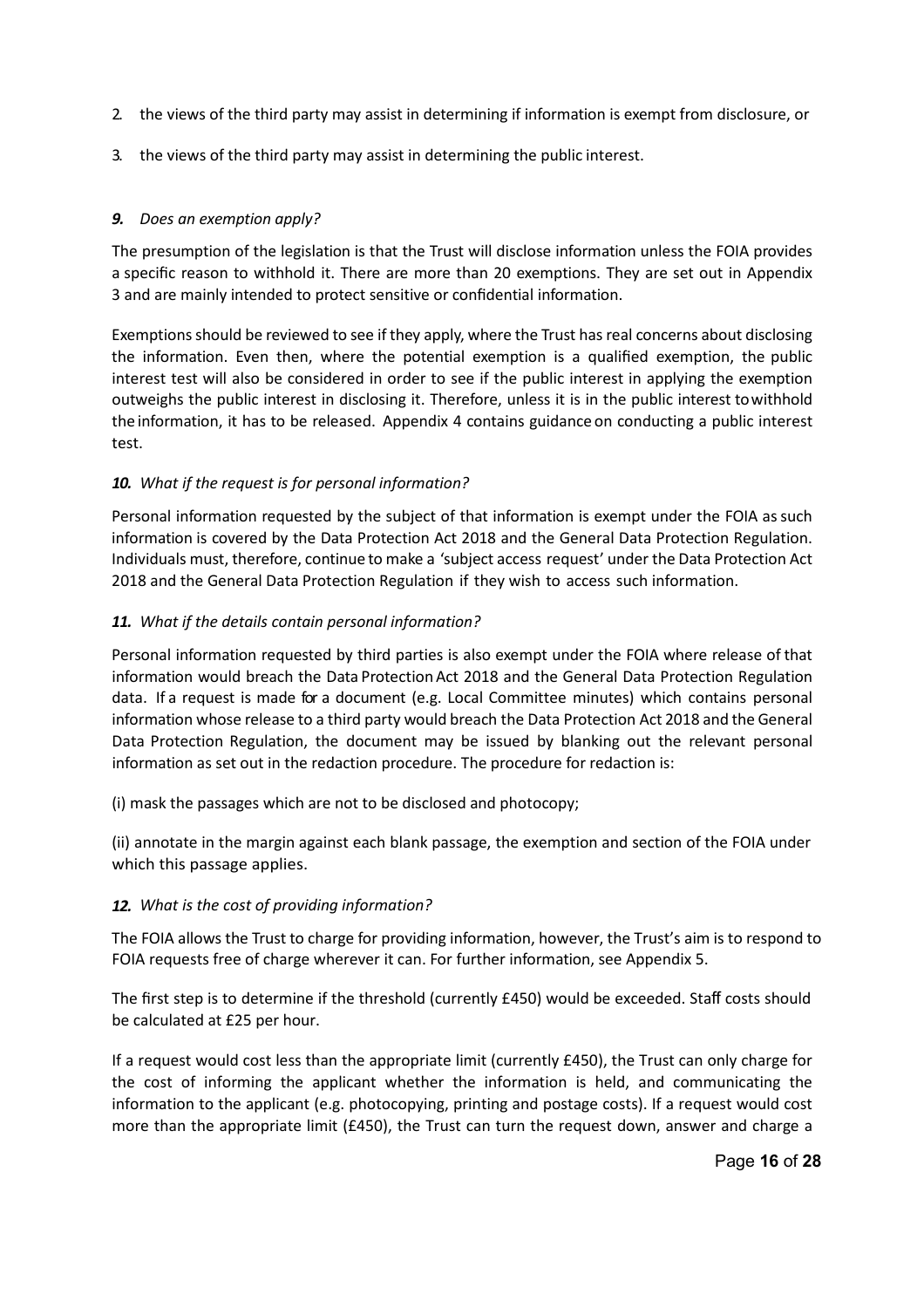2. the views of the third party may assist in determining if information is exempt from disclosure, or
3. the views of the third party may assist in determining the public interest.

### *9. Does an exemption apply?*

The presumption of the legislation is that the Trust will disclose information unless the FOIA provides a specific reason to withhold it. There are more than 20 exemptions. They are set out in Appendix 3 and are mainly intended to protect sensitive or confidential information.

Exemptions should be reviewed to see if they apply, where the Trust has real concerns about disclosing the information. Even then, where the potential exemption is a qualified exemption, the public interest test will also be considered in order to see if the public interest in applying the exemption outweighs the public interest in disclosing it. Therefore, unless it is in the public interest to withhold the information, it has to be released. Appendix 4 contains guidance on conducting a public interest test.

### *10. What if the request is for personal information?*

Personal information requested by the subject of that information is exempt under the FOIA as such information is covered by the Data Protection Act 2018 and the General Data Protection Regulation. Individuals must, therefore, continue to make a 'subject access request' under the Data Protection Act 2018 and the General Data Protection Regulation if they wish to access such information.

### *11. What if the details contain personal information?*

Personal information requested by third parties is also exempt under the FOIA where release of that information would breach the Data Protection Act 2018 and the General Data Protection Regulation data. If a request is made for a document (e.g. Local Committee minutes) which contains personal information whose release to a third party would breach the Data Protection Act 2018 and the General Data Protection Regulation, the document may be issued by blanking out the relevant personal information as set out in the redaction procedure. The procedure for redaction is:

(i) mask the passages which are not to be disclosed and photocopy;

(ii) annotate in the margin against each blank passage, the exemption and section of the FOIA under which this passage applies.

### *12. What is the cost of providing information?*

The FOIA allows the Trust to charge for providing information, however, the Trust's aim is to respond to FOIA requests free of charge wherever it can. For further information, see Appendix 5.

The first step is to determine if the threshold (currently £450) would be exceeded. Staff costs should be calculated at £25 per hour.

If a request would cost less than the appropriate limit (currently £450), the Trust can only charge for the cost of informing the applicant whether the information is held, and communicating the information to the applicant (e.g. photocopying, printing and postage costs). If a request would cost more than the appropriate limit (£450), the Trust can turn the request down, answer and charge a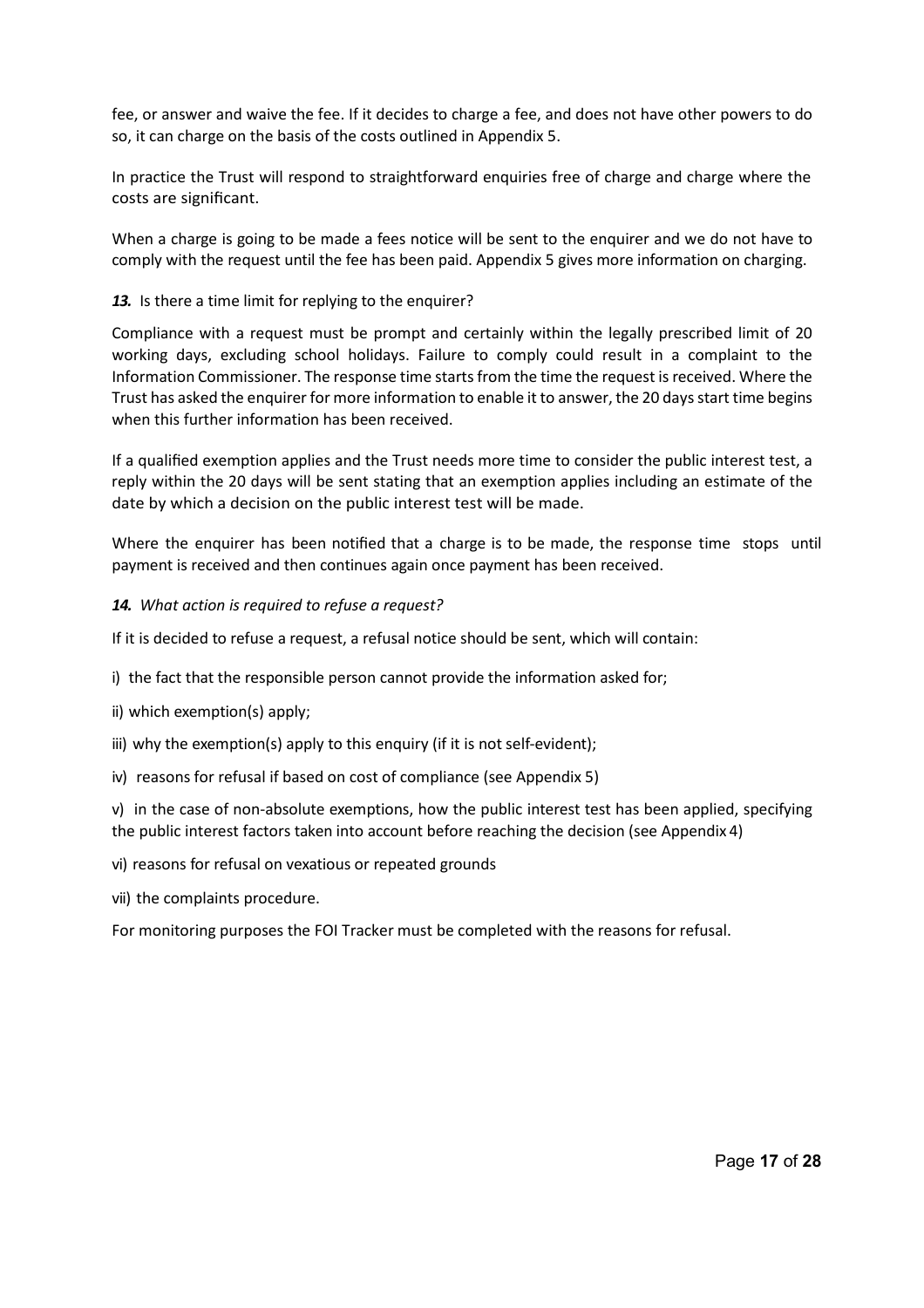fee, or answer and waive the fee. If it decides to charge a fee, and does not have other powers to do so, it can charge on the basis of the costs outlined in Appendix 5.

In practice the Trust will respond to straightforward enquiries free of charge and charge where the costs are significant.

When a charge is going to be made a fees notice will be sent to the enquirer and we do not have to comply with the request until the fee has been paid. Appendix 5 gives more information on charging.

***13.*** Is there a time limit for replying to the enquirer?

Compliance with a request must be prompt and certainly within the legally prescribed limit of 20 working days, excluding school holidays. Failure to comply could result in a complaint to the Information Commissioner. The response time starts from the time the request is received. Where the Trust has asked the enquirer for more information to enable it to answer, the 20 days start time begins when this further information has been received.

If a qualified exemption applies and the Trust needs more time to consider the public interest test, a reply within the 20 days will be sent stating that an exemption applies including an estimate of the date by which a decision on the public interest test will be made.

Where the enquirer has been notified that a charge is to be made, the response time stops until payment is received and then continues again once payment has been received.

***14.*** *What action is required to refuse a request?*

If it is decided to refuse a request, a refusal notice should be sent, which will contain:

i) the fact that the responsible person cannot provide the information asked for;

ii) which exemption(s) apply;

iii) why the exemption(s) apply to this enquiry (if it is not self-evident);

iv) reasons for refusal if based on cost of compliance (see Appendix 5)

v) in the case of non-absolute exemptions, how the public interest test has been applied, specifying the public interest factors taken into account before reaching the decision (see Appendix 4)

vi) reasons for refusal on vexatious or repeated grounds

vii) the complaints procedure.

For monitoring purposes the FOI Tracker must be completed with the reasons for refusal.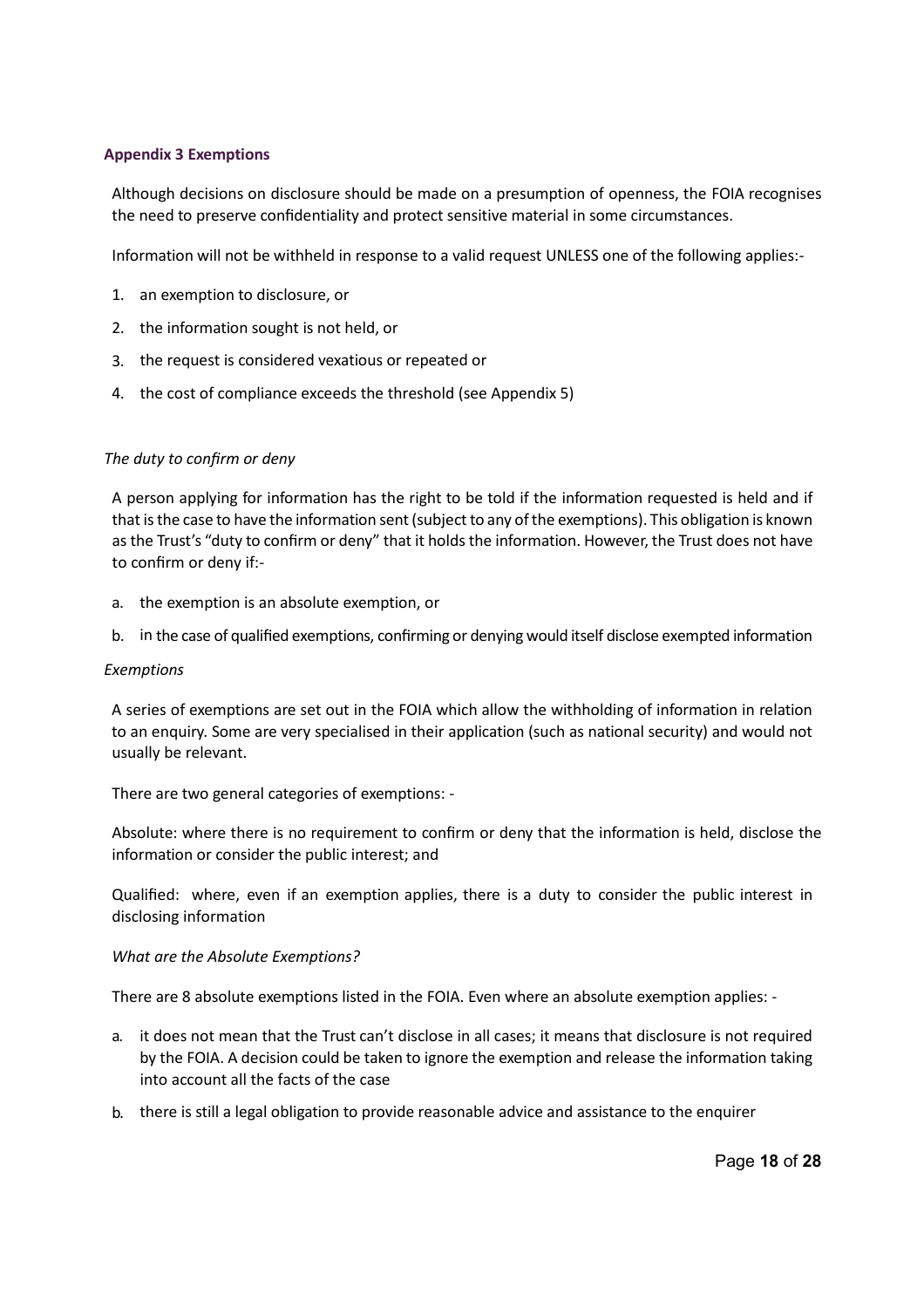### Appendix 3 Exemptions

Although decisions on disclosure should be made on a presumption of openness, the FOIA recognises the need to preserve confidentiality and protect sensitive material in some circumstances.

Information will not be withheld in response to a valid request UNLESS one of the following applies:-

1. an exemption to disclosure, or
2. the information sought is not held, or
3. the request is considered vexatious or repeated or
4. the cost of compliance exceeds the threshold (see Appendix 5)

*The duty to confirm or deny*

A person applying for information has the right to be told if the information requested is held and if that is the case to have the information sent (subject to any of the exemptions). This obligation is known as the Trust's "duty to confirm or deny" that it holds the information. However, the Trust does not have to confirm or deny if:-

a. the exemption is an absolute exemption, or
b. in the case of qualified exemptions, confirming or denying would itself disclose exempted information

*Exemptions*

A series of exemptions are set out in the FOIA which allow the withholding of information in relation to an enquiry. Some are very specialised in their application (such as national security) and would not usually be relevant.

There are two general categories of exemptions: -

Absolute: where there is no requirement to confirm or deny that the information is held, disclose the information or consider the public interest; and

Qualified: where, even if an exemption applies, there is a duty to consider the public interest in disclosing information

*What are the Absolute Exemptions?*

There are 8 absolute exemptions listed in the FOIA. Even where an absolute exemption applies: -

a. it does not mean that the Trust can't disclose in all cases; it means that disclosure is not required by the FOIA. A decision could be taken to ignore the exemption and release the information taking into account all the facts of the case
b. there is still a legal obligation to provide reasonable advice and assistance to the enquirer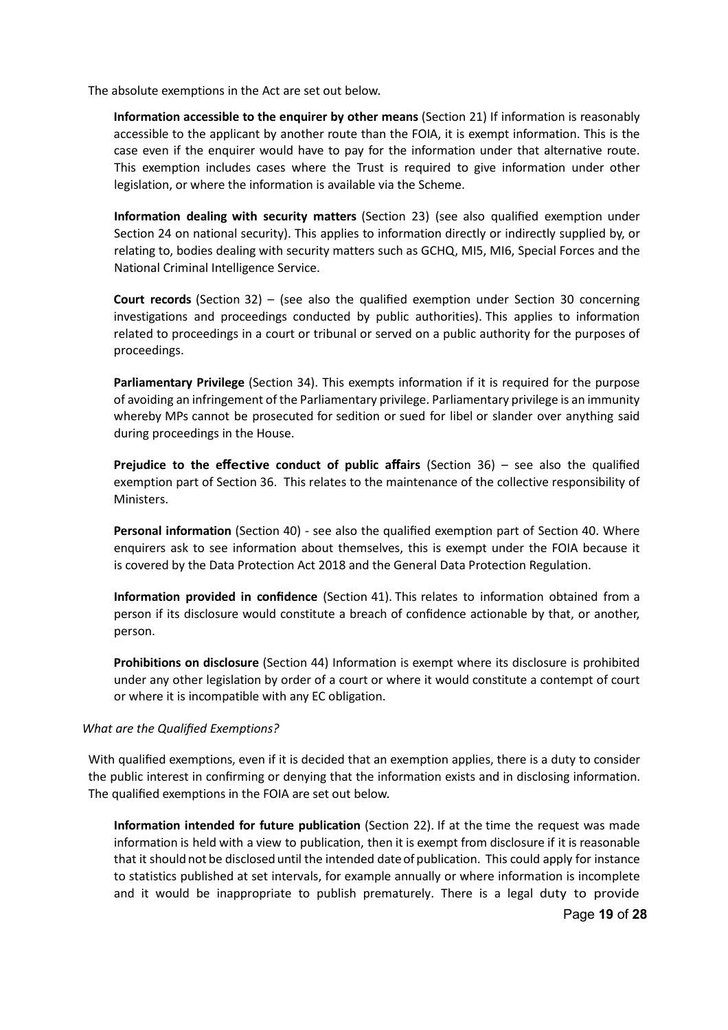The absolute exemptions in the Act are set out below.

**Information accessible to the enquirer by other means** (Section 21) If information is reasonably accessible to the applicant by another route than the FOIA, it is exempt information. This is the case even if the enquirer would have to pay for the information under that alternative route. This exemption includes cases where the Trust is required to give information under other legislation, or where the information is available via the Scheme.

**Information dealing with security matters** (Section 23) (see also qualified exemption under Section 24 on national security). This applies to information directly or indirectly supplied by, or relating to, bodies dealing with security matters such as GCHQ, MI5, MI6, Special Forces and the National Criminal Intelligence Service.

**Court records** (Section 32) – (see also the qualified exemption under Section 30 concerning investigations and proceedings conducted by public authorities). This applies to information related to proceedings in a court or tribunal or served on a public authority for the purposes of proceedings.

**Parliamentary Privilege** (Section 34). This exempts information if it is required for the purpose of avoiding an infringement of the Parliamentary privilege. Parliamentary privilege is an immunity whereby MPs cannot be prosecuted for sedition or sued for libel or slander over anything said during proceedings in the House.

**Prejudice to the effective conduct of public affairs** (Section 36) – see also the qualified exemption part of Section 36. This relates to the maintenance of the collective responsibility of Ministers.

**Personal information** (Section 40) - see also the qualified exemption part of Section 40. Where enquirers ask to see information about themselves, this is exempt under the FOIA because it is covered by the Data Protection Act 2018 and the General Data Protection Regulation.

**Information provided in confidence** (Section 41). This relates to information obtained from a person if its disclosure would constitute a breach of confidence actionable by that, or another, person.

**Prohibitions on disclosure** (Section 44) Information is exempt where its disclosure is prohibited under any other legislation by order of a court or where it would constitute a contempt of court or where it is incompatible with any EC obligation.

*What are the Qualified Exemptions?*

With qualified exemptions, even if it is decided that an exemption applies, there is a duty to consider the public interest in confirming or denying that the information exists and in disclosing information. The qualified exemptions in the FOIA are set out below.

**Information intended for future publication** (Section 22). If at the time the request was made information is held with a view to publication, then it is exempt from disclosure if it is reasonable that it should not be disclosed until the intended date of publication. This could apply for instance to statistics published at set intervals, for example annually or where information is incomplete and it would be inappropriate to publish prematurely. There is a legal duty to provide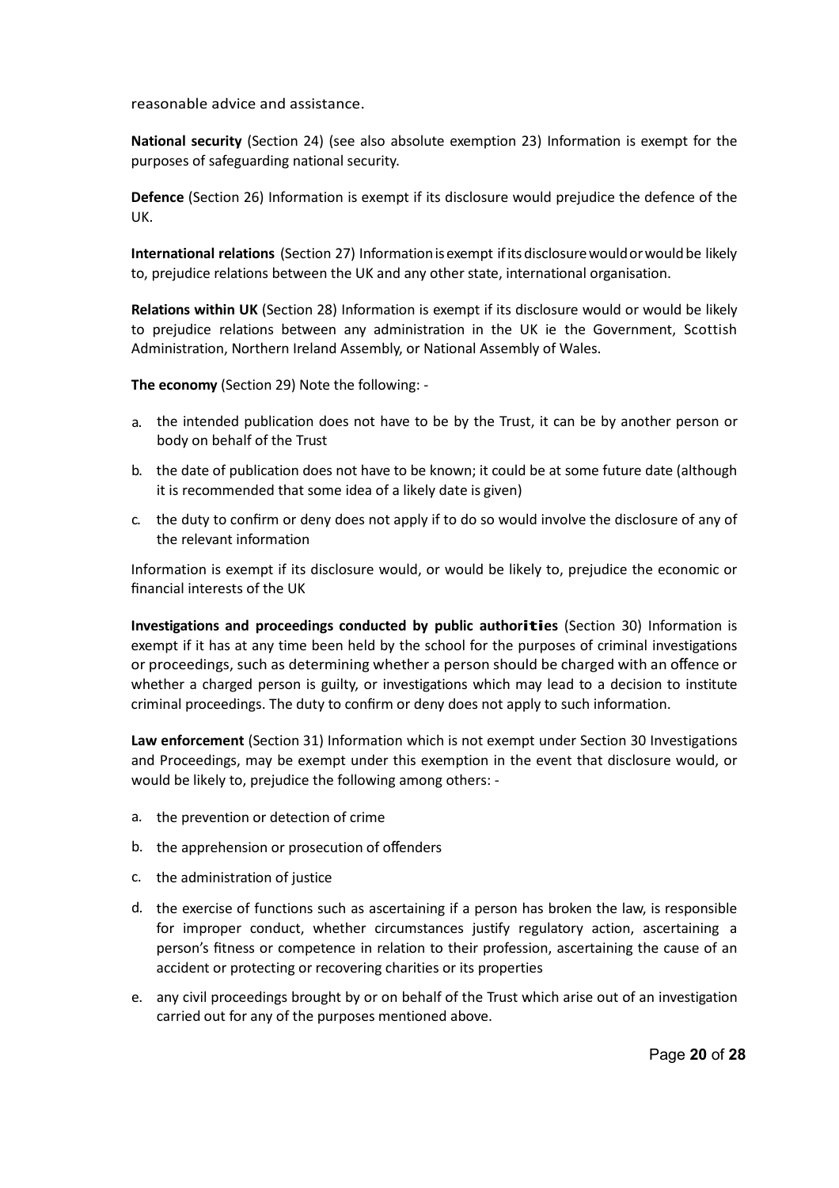reasonable advice and assistance.

**National security** (Section 24) (see also absolute exemption 23) Information is exempt for the purposes of safeguarding national security.

**Defence** (Section 26) Information is exempt if its disclosure would prejudice the defence of the UK.

**International relations** (Section 27) Information is exempt if its disclosure would or would be likely to, prejudice relations between the UK and any other state, international organisation.

**Relations within UK** (Section 28) Information is exempt if its disclosure would or would be likely to prejudice relations between any administration in the UK ie the Government, Scottish Administration, Northern Ireland Assembly, or National Assembly of Wales.

**The economy** (Section 29) Note the following: -

a. the intended publication does not have to be by the Trust, it can be by another person or body on behalf of the Trust
b. the date of publication does not have to be known; it could be at some future date (although it is recommended that some idea of a likely date is given)
c. the duty to confirm or deny does not apply if to do so would involve the disclosure of any of the relevant information

Information is exempt if its disclosure would, or would be likely to, prejudice the economic or financial interests of the UK

**Investigations and proceedings conducted by public authorities** (Section 30) Information is exempt if it has at any time been held by the school for the purposes of criminal investigations or proceedings, such as determining whether a person should be charged with an offence or whether a charged person is guilty, or investigations which may lead to a decision to institute criminal proceedings. The duty to confirm or deny does not apply to such information.

**Law enforcement** (Section 31) Information which is not exempt under Section 30 Investigations and Proceedings, may be exempt under this exemption in the event that disclosure would, or would be likely to, prejudice the following among others: -

a. the prevention or detection of crime
b. the apprehension or prosecution of offenders
c. the administration of justice
d. the exercise of functions such as ascertaining if a person has broken the law, is responsible for improper conduct, whether circumstances justify regulatory action, ascertaining a person's fitness or competence in relation to their profession, ascertaining the cause of an accident or protecting or recovering charities or its properties
e. any civil proceedings brought by or on behalf of the Trust which arise out of an investigation carried out for any of the purposes mentioned above.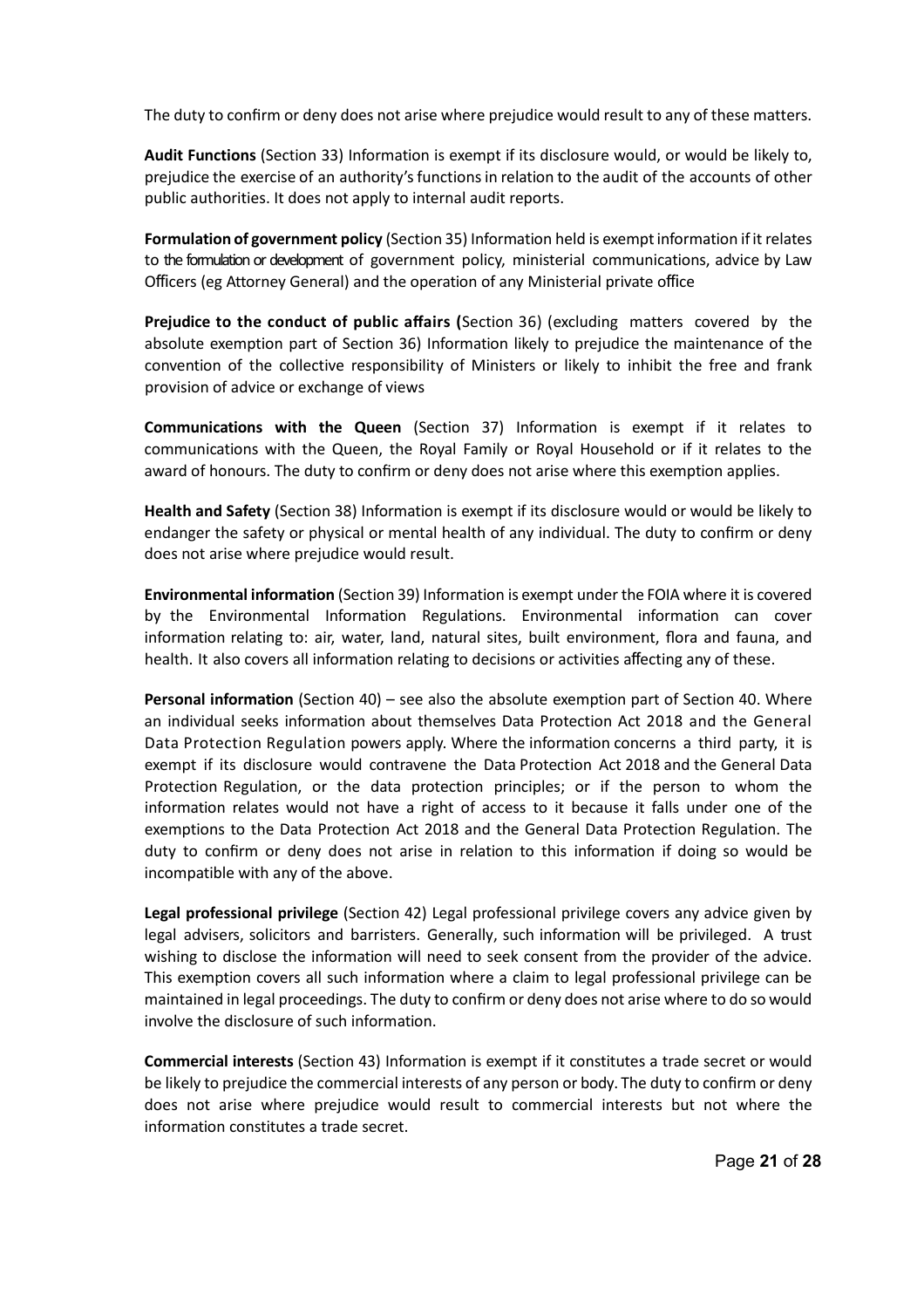The duty to confirm or deny does not arise where prejudice would result to any of these matters.

**Audit Functions** (Section 33) Information is exempt if its disclosure would, or would be likely to, prejudice the exercise of an authority's functions in relation to the audit of the accounts of other public authorities. It does not apply to internal audit reports.

**Formulation of government policy** (Section 35) Information held is exempt information if it relates to the formulation or development of government policy, ministerial communications, advice by Law Officers (eg Attorney General) and the operation of any Ministerial private office

**Prejudice to the conduct of public affairs (**Section 36) (excluding matters covered by the absolute exemption part of Section 36) Information likely to prejudice the maintenance of the convention of the collective responsibility of Ministers or likely to inhibit the free and frank provision of advice or exchange of views

**Communications with the Queen** (Section 37) Information is exempt if it relates to communications with the Queen, the Royal Family or Royal Household or if it relates to the award of honours. The duty to confirm or deny does not arise where this exemption applies.

**Health and Safety** (Section 38) Information is exempt if its disclosure would or would be likely to endanger the safety or physical or mental health of any individual. The duty to confirm or deny does not arise where prejudice would result.

**Environmental information** (Section 39) Information is exempt under the FOIA where it is covered by the Environmental Information Regulations. Environmental information can cover information relating to: air, water, land, natural sites, built environment, flora and fauna, and health. It also covers all information relating to decisions or activities affecting any of these.

**Personal information** (Section 40) – see also the absolute exemption part of Section 40. Where an individual seeks information about themselves Data Protection Act 2018 and the General Data Protection Regulation powers apply. Where the information concerns a third party, it is exempt if its disclosure would contravene the Data Protection Act 2018 and the General Data Protection Regulation, or the data protection principles; or if the person to whom the information relates would not have a right of access to it because it falls under one of the exemptions to the Data Protection Act 2018 and the General Data Protection Regulation. The duty to confirm or deny does not arise in relation to this information if doing so would be incompatible with any of the above.

**Legal professional privilege** (Section 42) Legal professional privilege covers any advice given by legal advisers, solicitors and barristers. Generally, such information will be privileged. A trust wishing to disclose the information will need to seek consent from the provider of the advice. This exemption covers all such information where a claim to legal professional privilege can be maintained in legal proceedings. The duty to confirm or deny does not arise where to do so would involve the disclosure of such information.

**Commercial interests** (Section 43) Information is exempt if it constitutes a trade secret or would be likely to prejudice the commercial interests of any person or body. The duty to confirm or deny does not arise where prejudice would result to commercial interests but not where the information constitutes a trade secret.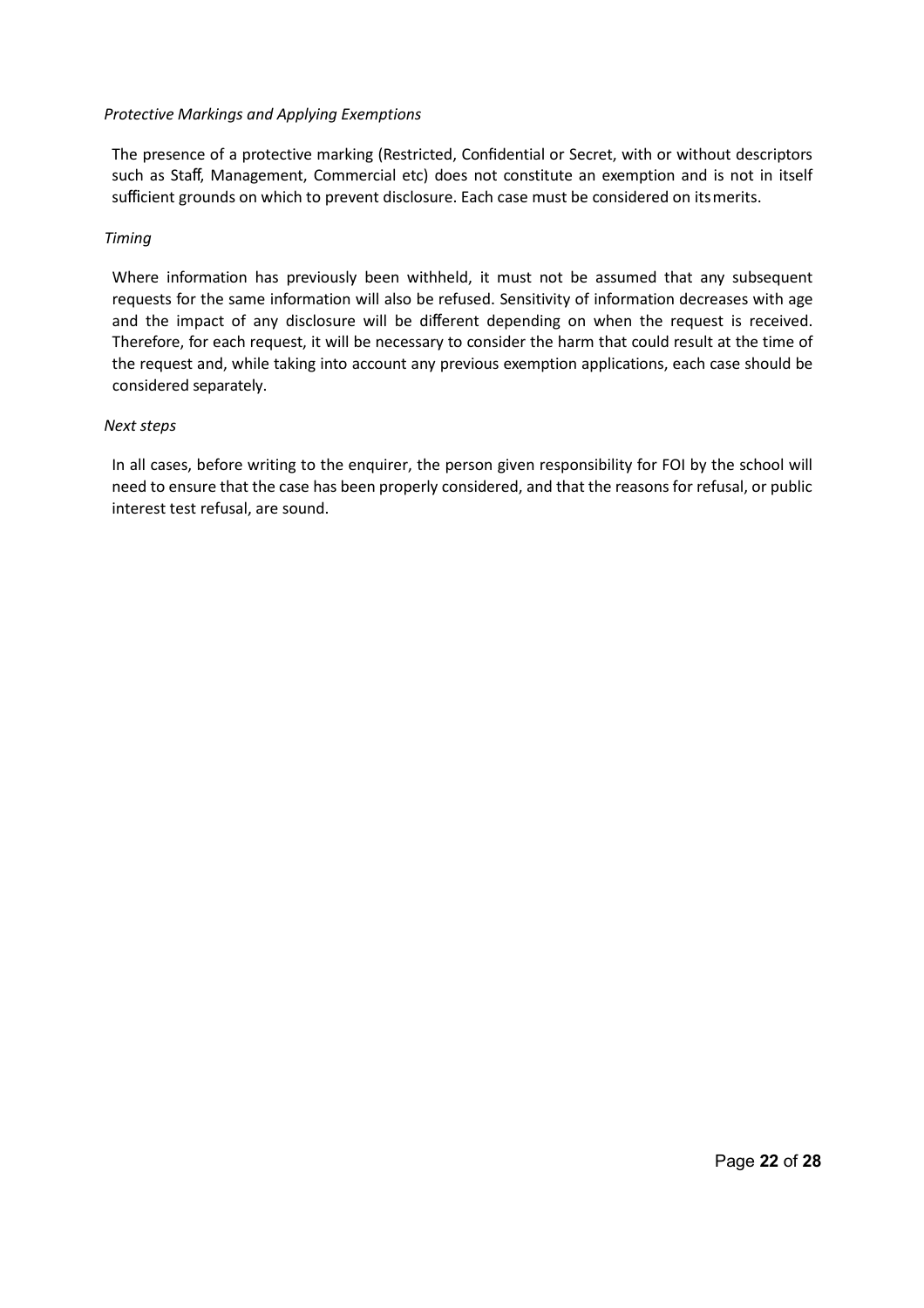*Protective Markings and Applying Exemptions*

The presence of a protective marking (Restricted, Confidential or Secret, with or without descriptors such as Staff, Management, Commercial etc) does not constitute an exemption and is not in itself sufficient grounds on which to prevent disclosure. Each case must be considered on its merits.

*Timing*

Where information has previously been withheld, it must not be assumed that any subsequent requests for the same information will also be refused. Sensitivity of information decreases with age and the impact of any disclosure will be different depending on when the request is received. Therefore, for each request, it will be necessary to consider the harm that could result at the time of the request and, while taking into account any previous exemption applications, each case should be considered separately.

*Next steps*

In all cases, before writing to the enquirer, the person given responsibility for FOI by the school will need to ensure that the case has been properly considered, and that the reasons for refusal, or public interest test refusal, are sound.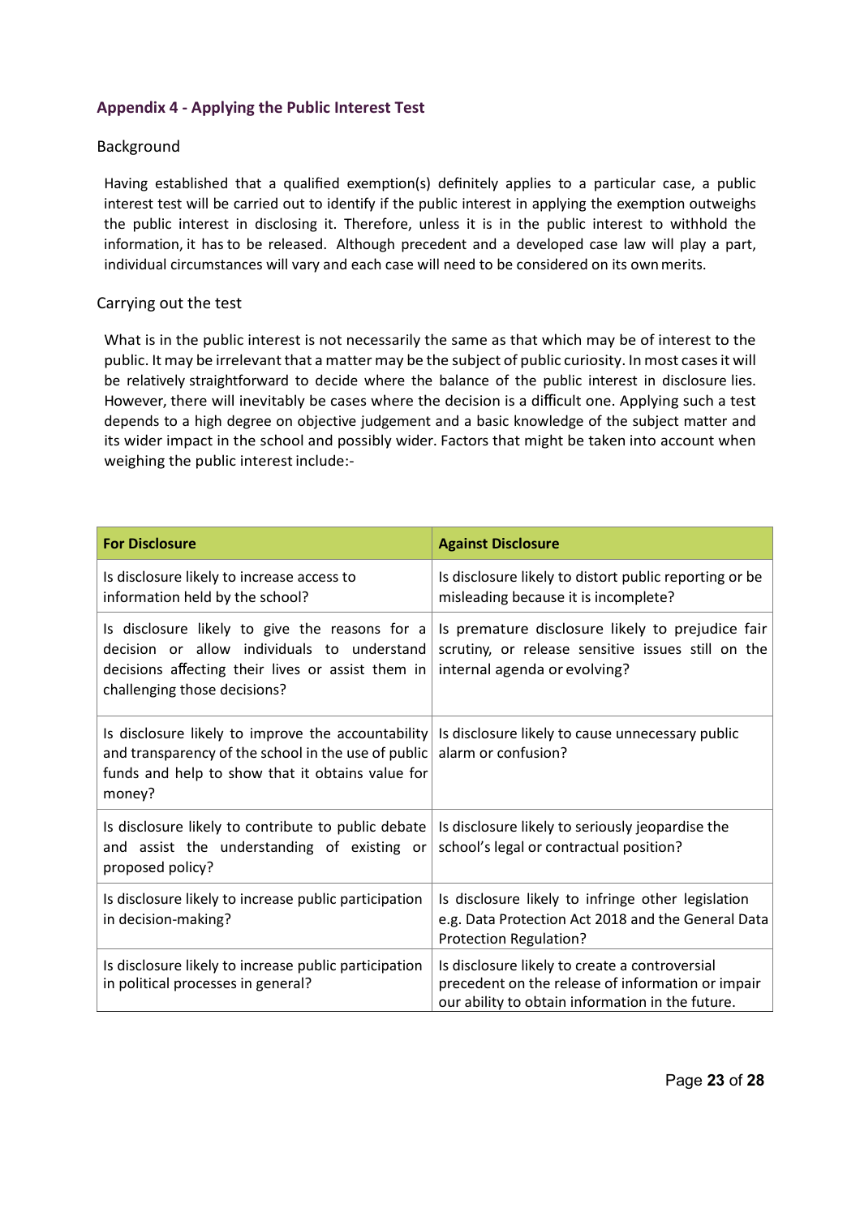## Appendix 4 - Applying the Public Interest Test

### Background

Having established that a qualified exemption(s) definitely applies to a particular case, a public interest test will be carried out to identify if the public interest in applying the exemption outweighs the public interest in disclosing it. Therefore, unless it is in the public interest to withhold the information, it has to be released. Although precedent and a developed case law will play a part, individual circumstances will vary and each case will need to be considered on its own merits.

### Carrying out the test

What is in the public interest is not necessarily the same as that which may be of interest to the public. It may be irrelevant that a matter may be the subject of public curiosity. In most cases it will be relatively straightforward to decide where the balance of the public interest in disclosure lies. However, there will inevitably be cases where the decision is a difficult one. Applying such a test depends to a high degree on objective judgement and a basic knowledge of the subject matter and its wider impact in the school and possibly wider. Factors that might be taken into account when weighing the public interest include:-

| For Disclosure | Against Disclosure |
|---|---|
| Is disclosure likely to increase access to information held by the school? | Is disclosure likely to distort public reporting or be misleading because it is incomplete? |
| Is disclosure likely to give the reasons for a decision or allow individuals to understand decisions affecting their lives or assist them in challenging those decisions? | Is premature disclosure likely to prejudice fair scrutiny, or release sensitive issues still on the internal agenda or evolving? |
| Is disclosure likely to improve the accountability and transparency of the school in the use of public funds and help to show that it obtains value for money? | Is disclosure likely to cause unnecessary public alarm or confusion? |
| Is disclosure likely to contribute to public debate and assist the understanding of existing or proposed policy? | Is disclosure likely to seriously jeopardise the school's legal or contractual position? |
| Is disclosure likely to increase public participation in decision-making? | Is disclosure likely to infringe other legislation e.g. Data Protection Act 2018 and the General Data Protection Regulation? |
| Is disclosure likely to increase public participation in political processes in general? | Is disclosure likely to create a controversial precedent on the release of information or impair our ability to obtain information in the future. |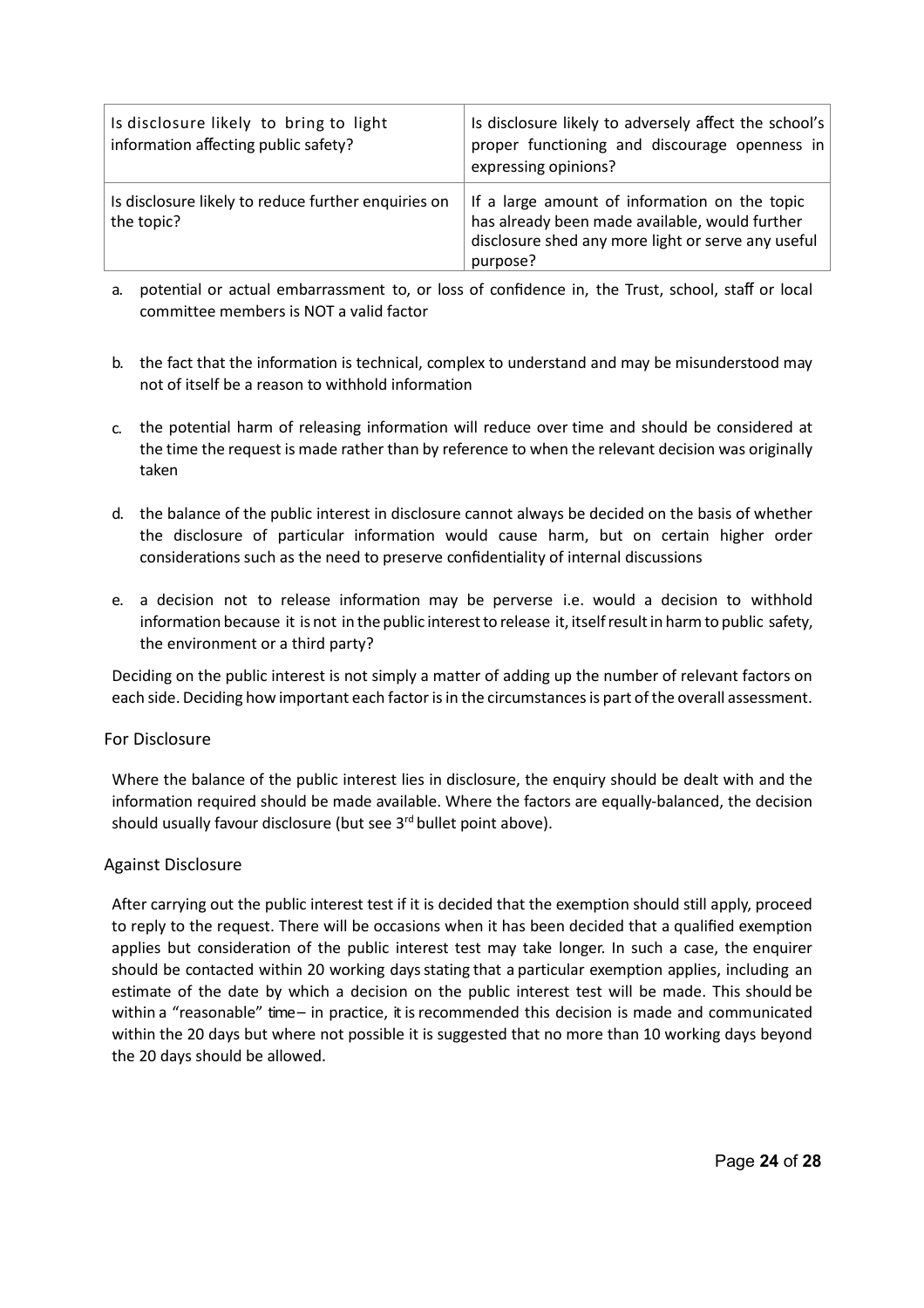| Is disclosure likely to bring to light information affecting public safety? | Is disclosure likely to adversely affect the school's proper functioning and discourage openness in expressing opinions? |
|---|---|
| Is disclosure likely to reduce further enquiries on the topic? | If a large amount of information on the topic has already been made available, would further disclosure shed any more light or serve any useful purpose? |

a. potential or actual embarrassment to, or loss of confidence in, the Trust, school, staff or local committee members is NOT a valid factor

b. the fact that the information is technical, complex to understand and may be misunderstood may not of itself be a reason to withhold information

c. the potential harm of releasing information will reduce over time and should be considered at the time the request is made rather than by reference to when the relevant decision was originally taken

d. the balance of the public interest in disclosure cannot always be decided on the basis of whether the disclosure of particular information would cause harm, but on certain higher order considerations such as the need to preserve confidentiality of internal discussions

e. a decision not to release information may be perverse i.e. would a decision to withhold information because it is not in the public interest to release it, itself result in harm to public safety, the environment or a third party?

Deciding on the public interest is not simply a matter of adding up the number of relevant factors on each side. Deciding how important each factor is in the circumstances is part of the overall assessment.

### For Disclosure

Where the balance of the public interest lies in disclosure, the enquiry should be dealt with and the information required should be made available. Where the factors are equally-balanced, the decision should usually favour disclosure (but see 3rd bullet point above).

### Against Disclosure

After carrying out the public interest test if it is decided that the exemption should still apply, proceed to reply to the request. There will be occasions when it has been decided that a qualified exemption applies but consideration of the public interest test may take longer. In such a case, the enquirer should be contacted within 20 working days stating that a particular exemption applies, including an estimate of the date by which a decision on the public interest test will be made. This should be within a "reasonable" time – in practice, it is recommended this decision is made and communicated within the 20 days but where not possible it is suggested that no more than 10 working days beyond the 20 days should be allowed.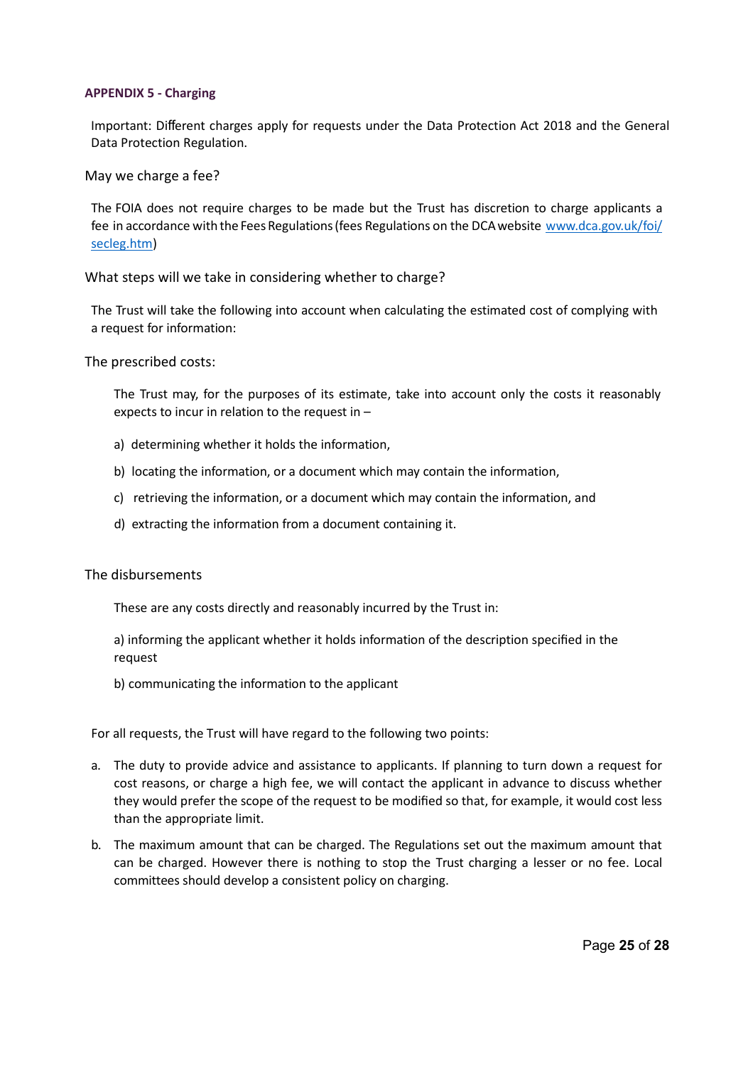## APPENDIX 5 - Charging

Important: Different charges apply for requests under the Data Protection Act 2018 and the General Data Protection Regulation.

### May we charge a fee?

The FOIA does not require charges to be made but the Trust has discretion to charge applicants a fee in accordance with the Fees Regulations (fees Regulations on the DCA website [www.dca.gov.uk/foi/secleg.htm](www.dca.gov.uk/foi/secleg.htm))

### What steps will we take in considering whether to charge?

The Trust will take the following into account when calculating the estimated cost of complying with a request for information:

### The prescribed costs:

The Trust may, for the purposes of its estimate, take into account only the costs it reasonably expects to incur in relation to the request in –

a) determining whether it holds the information,

b) locating the information, or a document which may contain the information,

c) retrieving the information, or a document which may contain the information, and

d) extracting the information from a document containing it.

### The disbursements

These are any costs directly and reasonably incurred by the Trust in:

a) informing the applicant whether it holds information of the description specified in the request

b) communicating the information to the applicant

For all requests, the Trust will have regard to the following two points:

a. The duty to provide advice and assistance to applicants. If planning to turn down a request for cost reasons, or charge a high fee, we will contact the applicant in advance to discuss whether they would prefer the scope of the request to be modified so that, for example, it would cost less than the appropriate limit.

b. The maximum amount that can be charged. The Regulations set out the maximum amount that can be charged. However there is nothing to stop the Trust charging a lesser or no fee. Local committees should develop a consistent policy on charging.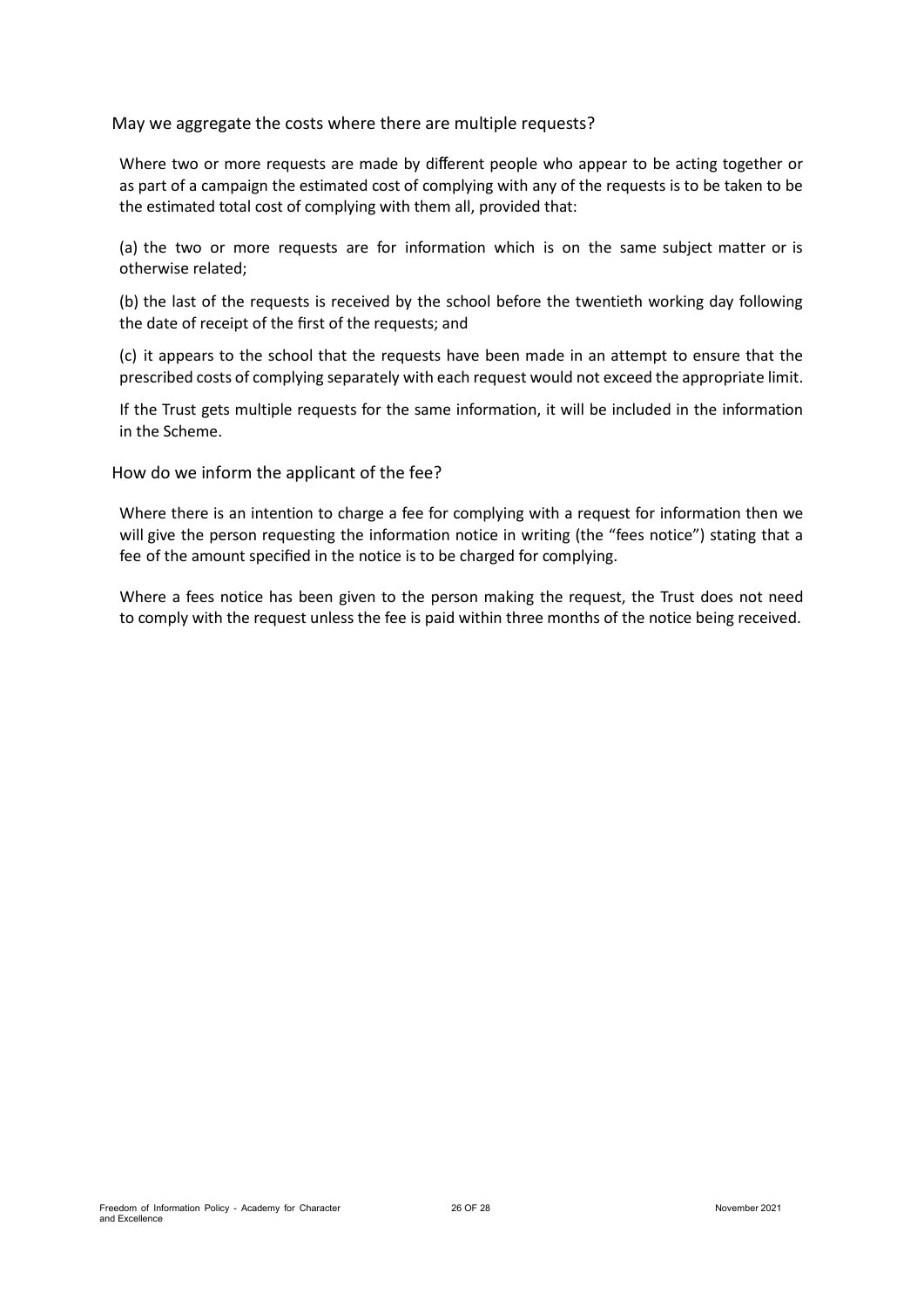### May we aggregate the costs where there are multiple requests?

Where two or more requests are made by different people who appear to be acting together or as part of a campaign the estimated cost of complying with any of the requests is to be taken to be the estimated total cost of complying with them all, provided that:

(a) the two or more requests are for information which is on the same subject matter or is otherwise related;

(b) the last of the requests is received by the school before the twentieth working day following the date of receipt of the first of the requests; and

(c) it appears to the school that the requests have been made in an attempt to ensure that the prescribed costs of complying separately with each request would not exceed the appropriate limit.

If the Trust gets multiple requests for the same information, it will be included in the information in the Scheme.

### How do we inform the applicant of the fee?

Where there is an intention to charge a fee for complying with a request for information then we will give the person requesting the information notice in writing (the "fees notice") stating that a fee of the amount specified in the notice is to be charged for complying.

Where a fees notice has been given to the person making the request, the Trust does not need to comply with the request unless the fee is paid within three months of the notice being received.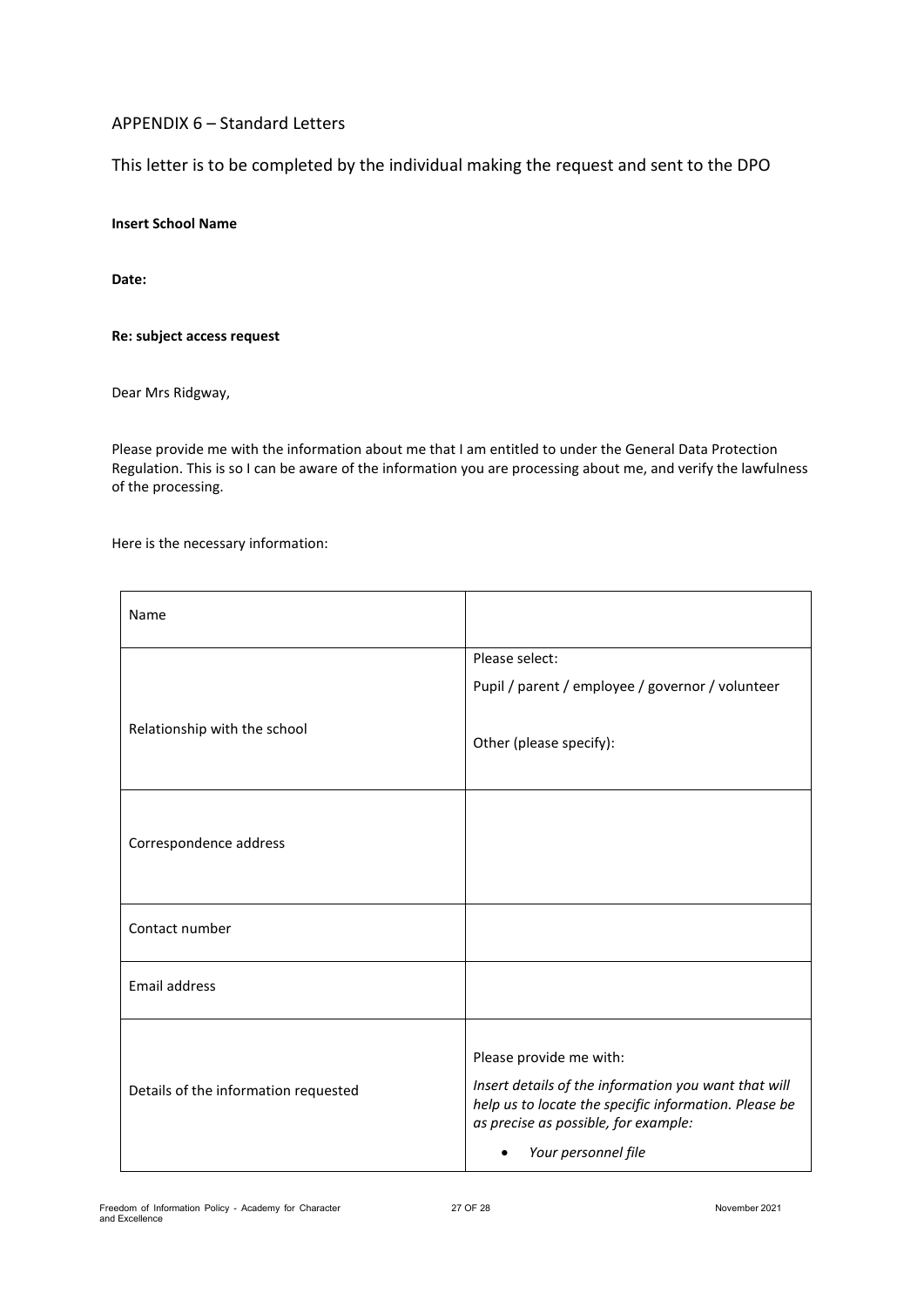## APPENDIX 6 – Standard Letters

This letter is to be completed by the individual making the request and sent to the DPO

**Insert School Name**

**Date:**

**Re: subject access request**

Dear Mrs Ridgway,

Please provide me with the information about me that I am entitled to under the General Data Protection Regulation. This is so I can be aware of the information you are processing about me, and verify the lawfulness of the processing.

Here is the necessary information:

| | |
|---|---|
| Name | |
| Relationship with the school | Please select:<br><br>Pupil / parent / employee / governor / volunteer<br><br>Other (please specify): |
| Correspondence address | |
| Contact number | |
| Email address | |
| Details of the information requested | Please provide me with:<br><br>*Insert details of the information you want that will help us to locate the specific information. Please be as precise as possible, for example:*<br><br>• *Your personnel file* |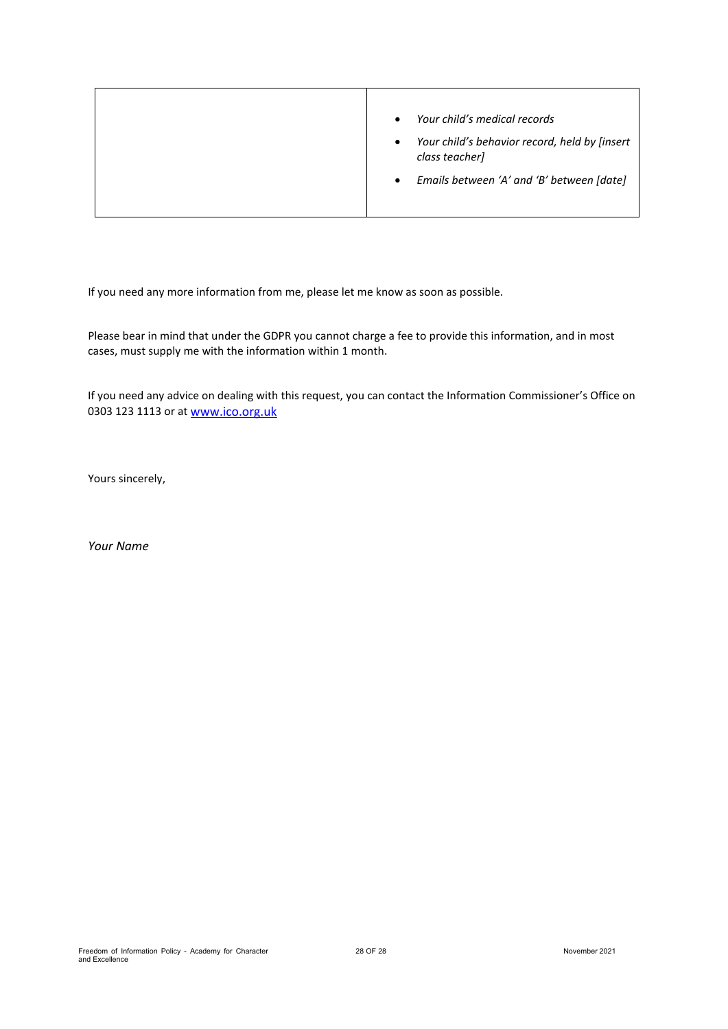| | |
|---|---|
| | - *Your child's medical records*<br>- *Your child's behavior record, held by [insert class teacher]*<br>- *Emails between 'A' and 'B' between [date]* |

If you need any more information from me, please let me know as soon as possible.

Please bear in mind that under the GDPR you cannot charge a fee to provide this information, and in most cases, must supply me with the information within 1 month.

If you need any advice on dealing with this request, you can contact the Information Commissioner's Office on 0303 123 1113 or at [www.ico.org.uk](http://www.ico.org.uk)

Yours sincerely,

*Your Name*